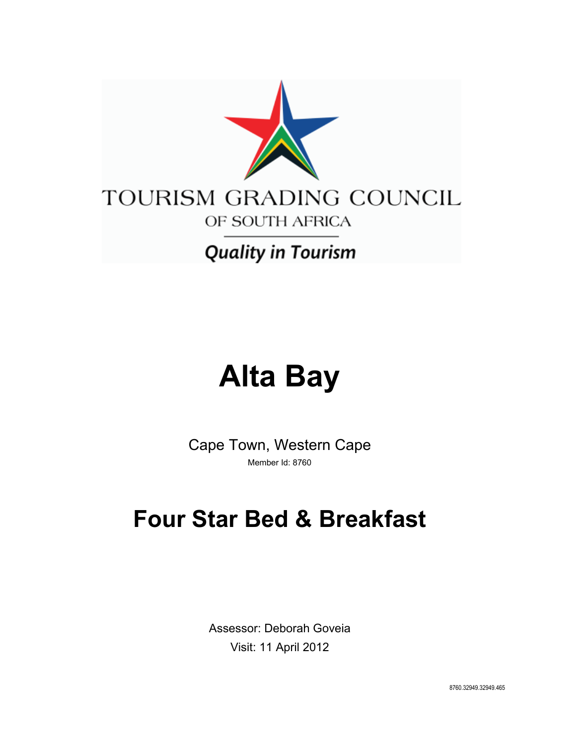TOURISM GRADING COUNCIL

OF SOUTH AFRICA

*Quality in Tourism*

# Alta Bay

Cape Town, Western Cape

Member Id: 8760

# Four Star Bed & Breakfast

Assessor: Deborah Goveia

Visit: 11 April 2012

8760.32949.32949.465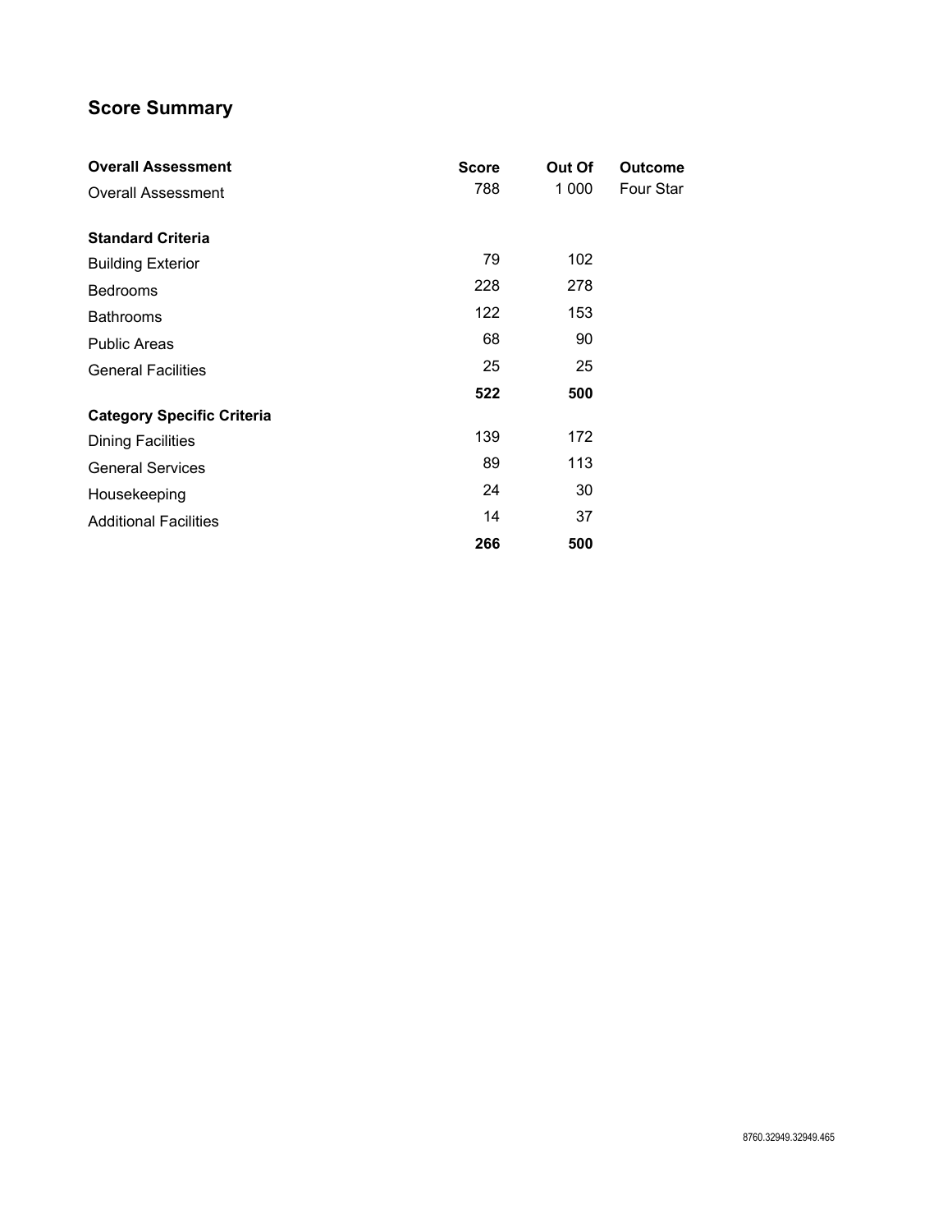## Score Summary

| Overall Assessment | Score | Out Of | Outcome |
|---|---|---|---|
| Overall Assessment | 788 | 1 000 | Four Star |
| **Standard Criteria** | | | |
| Building Exterior | 79 | 102 | |
| Bedrooms | 228 | 278 | |
| Bathrooms | 122 | 153 | |
| Public Areas | 68 | 90 | |
| General Facilities | 25 | 25 | |
| | **522** | **500** | |
| **Category Specific Criteria** | | | |
| Dining Facilities | 139 | 172 | |
| General Services | 89 | 113 | |
| Housekeeping | 24 | 30 | |
| Additional Facilities | 14 | 37 | |
| | **266** | **500** | |

8760.32949.32949.465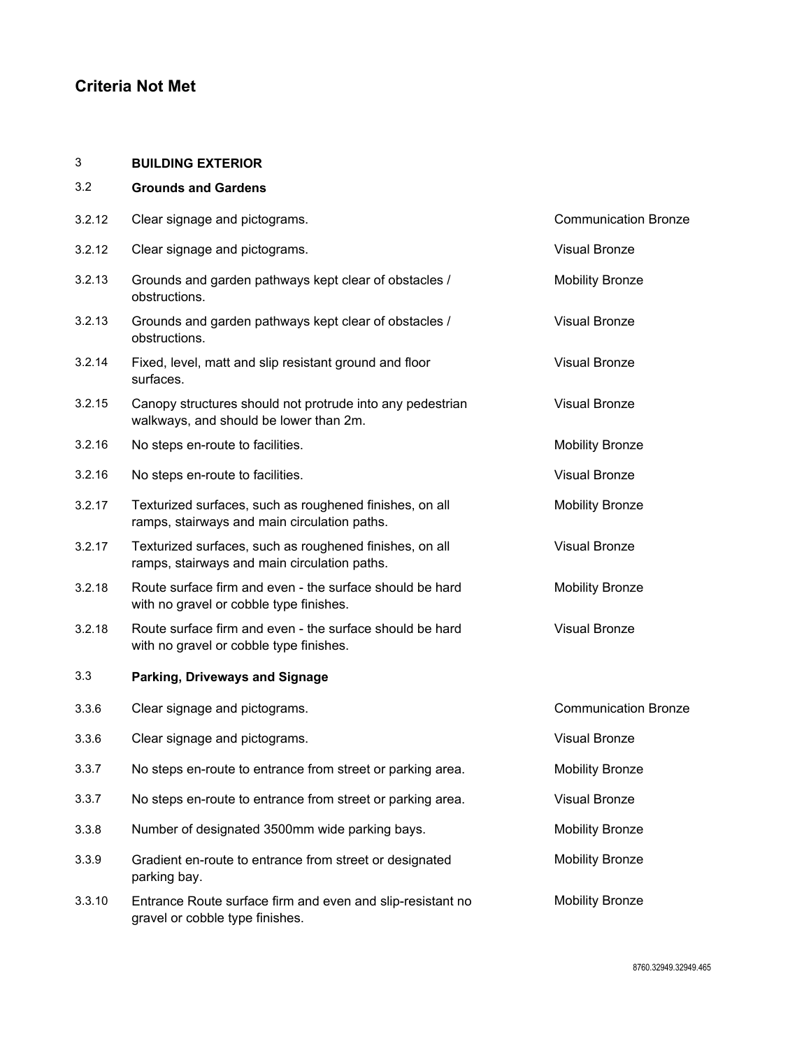## Criteria Not Met

| | | |
|---|---|---|
| 3 | **BUILDING EXTERIOR** | |
| 3.2 | **Grounds and Gardens** | |
| 3.2.12 | Clear signage and pictograms. | Communication Bronze |
| 3.2.12 | Clear signage and pictograms. | Visual Bronze |
| 3.2.13 | Grounds and garden pathways kept clear of obstacles / obstructions. | Mobility Bronze |
| 3.2.13 | Grounds and garden pathways kept clear of obstacles / obstructions. | Visual Bronze |
| 3.2.14 | Fixed, level, matt and slip resistant ground and floor surfaces. | Visual Bronze |
| 3.2.15 | Canopy structures should not protrude into any pedestrian walkways, and should be lower than 2m. | Visual Bronze |
| 3.2.16 | No steps en-route to facilities. | Mobility Bronze |
| 3.2.16 | No steps en-route to facilities. | Visual Bronze |
| 3.2.17 | Texturized surfaces, such as roughened finishes, on all ramps, stairways and main circulation paths. | Mobility Bronze |
| 3.2.17 | Texturized surfaces, such as roughened finishes, on all ramps, stairways and main circulation paths. | Visual Bronze |
| 3.2.18 | Route surface firm and even - the surface should be hard with no gravel or cobble type finishes. | Mobility Bronze |
| 3.2.18 | Route surface firm and even - the surface should be hard with no gravel or cobble type finishes. | Visual Bronze |
| 3.3 | **Parking, Driveways and Signage** | |
| 3.3.6 | Clear signage and pictograms. | Communication Bronze |
| 3.3.6 | Clear signage and pictograms. | Visual Bronze |
| 3.3.7 | No steps en-route to entrance from street or parking area. | Mobility Bronze |
| 3.3.7 | No steps en-route to entrance from street or parking area. | Visual Bronze |
| 3.3.8 | Number of designated 3500mm wide parking bays. | Mobility Bronze |
| 3.3.9 | Gradient en-route to entrance from street or designated parking bay. | Mobility Bronze |
| 3.3.10 | Entrance Route surface firm and even and slip-resistant no gravel or cobble type finishes. | Mobility Bronze |

8760.32949.32949.465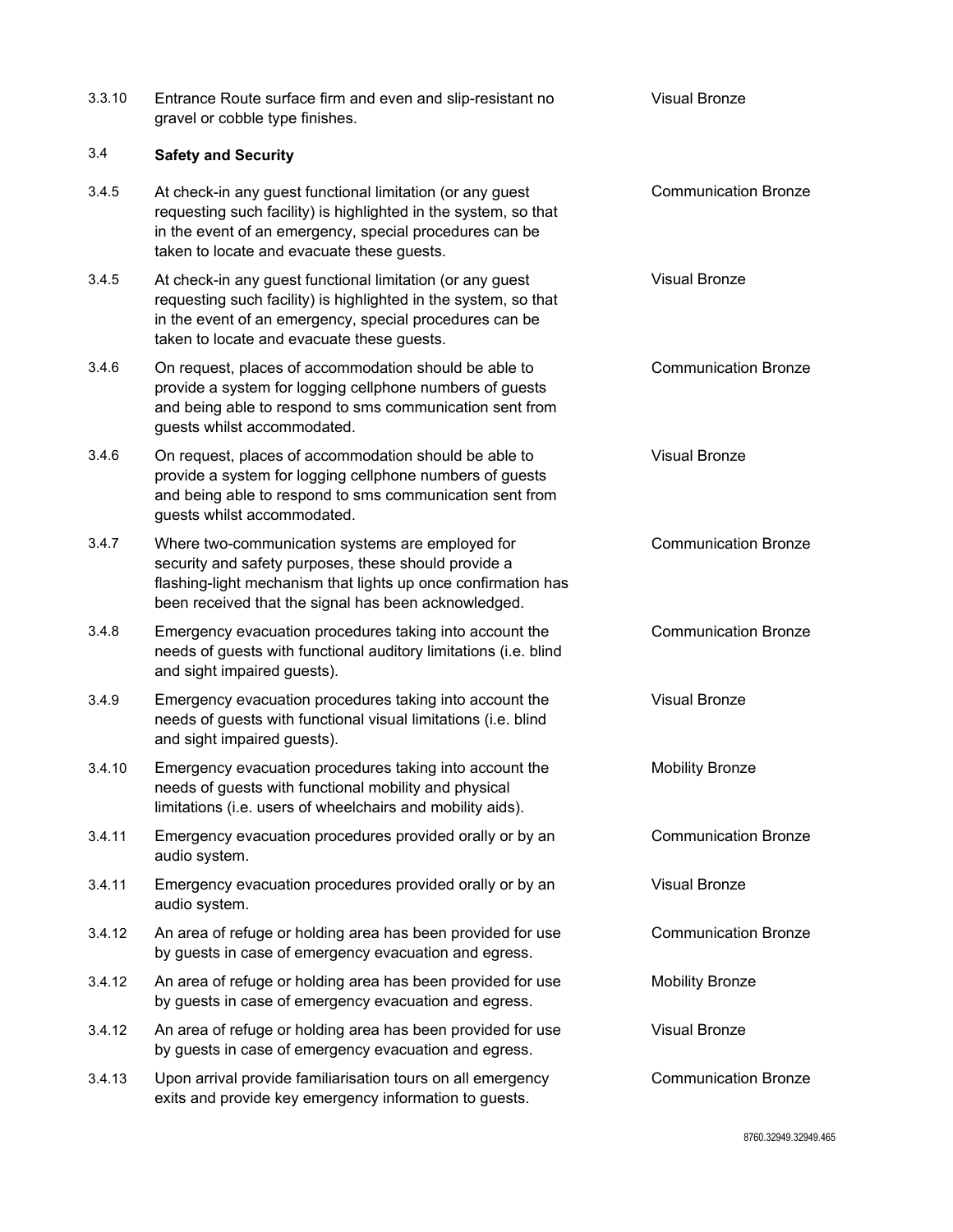| | | |
|---|---|---|
| 3.3.10 | Entrance Route surface firm and even and slip-resistant no gravel or cobble type finishes. | Visual Bronze |
| 3.4 | **Safety and Security** | |
| 3.4.5 | At check-in any guest functional limitation (or any guest requesting such facility) is highlighted in the system, so that in the event of an emergency, special procedures can be taken to locate and evacuate these guests. | Communication Bronze |
| 3.4.5 | At check-in any guest functional limitation (or any guest requesting such facility) is highlighted in the system, so that in the event of an emergency, special procedures can be taken to locate and evacuate these guests. | Visual Bronze |
| 3.4.6 | On request, places of accommodation should be able to provide a system for logging cellphone numbers of guests and being able to respond to sms communication sent from guests whilst accommodated. | Communication Bronze |
| 3.4.6 | On request, places of accommodation should be able to provide a system for logging cellphone numbers of guests and being able to respond to sms communication sent from guests whilst accommodated. | Visual Bronze |
| 3.4.7 | Where two-communication systems are employed for security and safety purposes, these should provide a flashing-light mechanism that lights up once confirmation has been received that the signal has been acknowledged. | Communication Bronze |
| 3.4.8 | Emergency evacuation procedures taking into account the needs of guests with functional auditory limitations (i.e. blind and sight impaired guests). | Communication Bronze |
| 3.4.9 | Emergency evacuation procedures taking into account the needs of guests with functional visual limitations (i.e. blind and sight impaired guests). | Visual Bronze |
| 3.4.10 | Emergency evacuation procedures taking into account the needs of guests with functional mobility and physical limitations (i.e. users of wheelchairs and mobility aids). | Mobility Bronze |
| 3.4.11 | Emergency evacuation procedures provided orally or by an audio system. | Communication Bronze |
| 3.4.11 | Emergency evacuation procedures provided orally or by an audio system. | Visual Bronze |
| 3.4.12 | An area of refuge or holding area has been provided for use by guests in case of emergency evacuation and egress. | Communication Bronze |
| 3.4.12 | An area of refuge or holding area has been provided for use by guests in case of emergency evacuation and egress. | Mobility Bronze |
| 3.4.12 | An area of refuge or holding area has been provided for use by guests in case of emergency evacuation and egress. | Visual Bronze |
| 3.4.13 | Upon arrival provide familiarisation tours on all emergency exits and provide key emergency information to guests. | Communication Bronze |

8760.32949.32949.465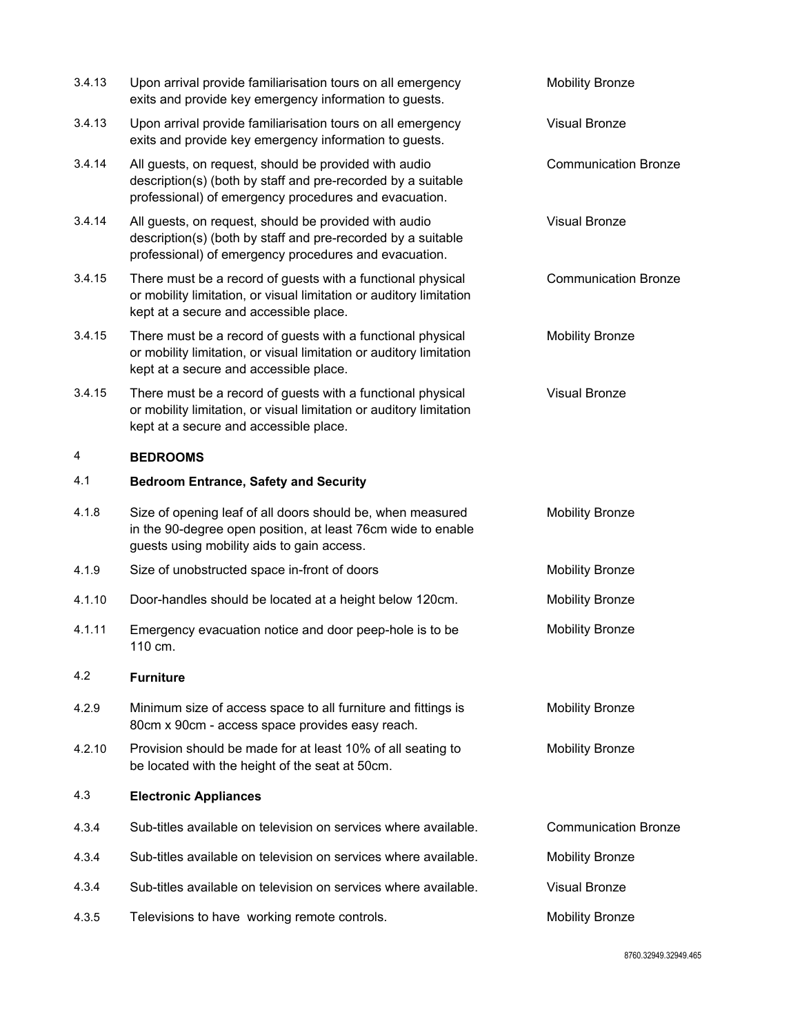| | | |
|---|---|---|
| 3.4.13 | Upon arrival provide familiarisation tours on all emergency exits and provide key emergency information to guests. | Mobility Bronze |
| 3.4.13 | Upon arrival provide familiarisation tours on all emergency exits and provide key emergency information to guests. | Visual Bronze |
| 3.4.14 | All guests, on request, should be provided with audio description(s) (both by staff and pre-recorded by a suitable professional) of emergency procedures and evacuation. | Communication Bronze |
| 3.4.14 | All guests, on request, should be provided with audio description(s) (both by staff and pre-recorded by a suitable professional) of emergency procedures and evacuation. | Visual Bronze |
| 3.4.15 | There must be a record of guests with a functional physical or mobility limitation, or visual limitation or auditory limitation kept at a secure and accessible place. | Communication Bronze |
| 3.4.15 | There must be a record of guests with a functional physical or mobility limitation, or visual limitation or auditory limitation kept at a secure and accessible place. | Mobility Bronze |
| 3.4.15 | There must be a record of guests with a functional physical or mobility limitation, or visual limitation or auditory limitation kept at a secure and accessible place. | Visual Bronze |
| 4 | **BEDROOMS** | |
| 4.1 | **Bedroom Entrance, Safety and Security** | |
| 4.1.8 | Size of opening leaf of all doors should be, when measured in the 90-degree open position, at least 76cm wide to enable guests using mobility aids to gain access. | Mobility Bronze |
| 4.1.9 | Size of unobstructed space in-front of doors | Mobility Bronze |
| 4.1.10 | Door-handles should be located at a height below 120cm. | Mobility Bronze |
| 4.1.11 | Emergency evacuation notice and door peep-hole is to be 110 cm. | Mobility Bronze |
| 4.2 | **Furniture** | |
| 4.2.9 | Minimum size of access space to all furniture and fittings is 80cm x 90cm - access space provides easy reach. | Mobility Bronze |
| 4.2.10 | Provision should be made for at least 10% of all seating to be located with the height of the seat at 50cm. | Mobility Bronze |
| 4.3 | **Electronic Appliances** | |
| 4.3.4 | Sub-titles available on television on services where available. | Communication Bronze |
| 4.3.4 | Sub-titles available on television on services where available. | Mobility Bronze |
| 4.3.4 | Sub-titles available on television on services where available. | Visual Bronze |
| 4.3.5 | Televisions to have working remote controls. | Mobility Bronze |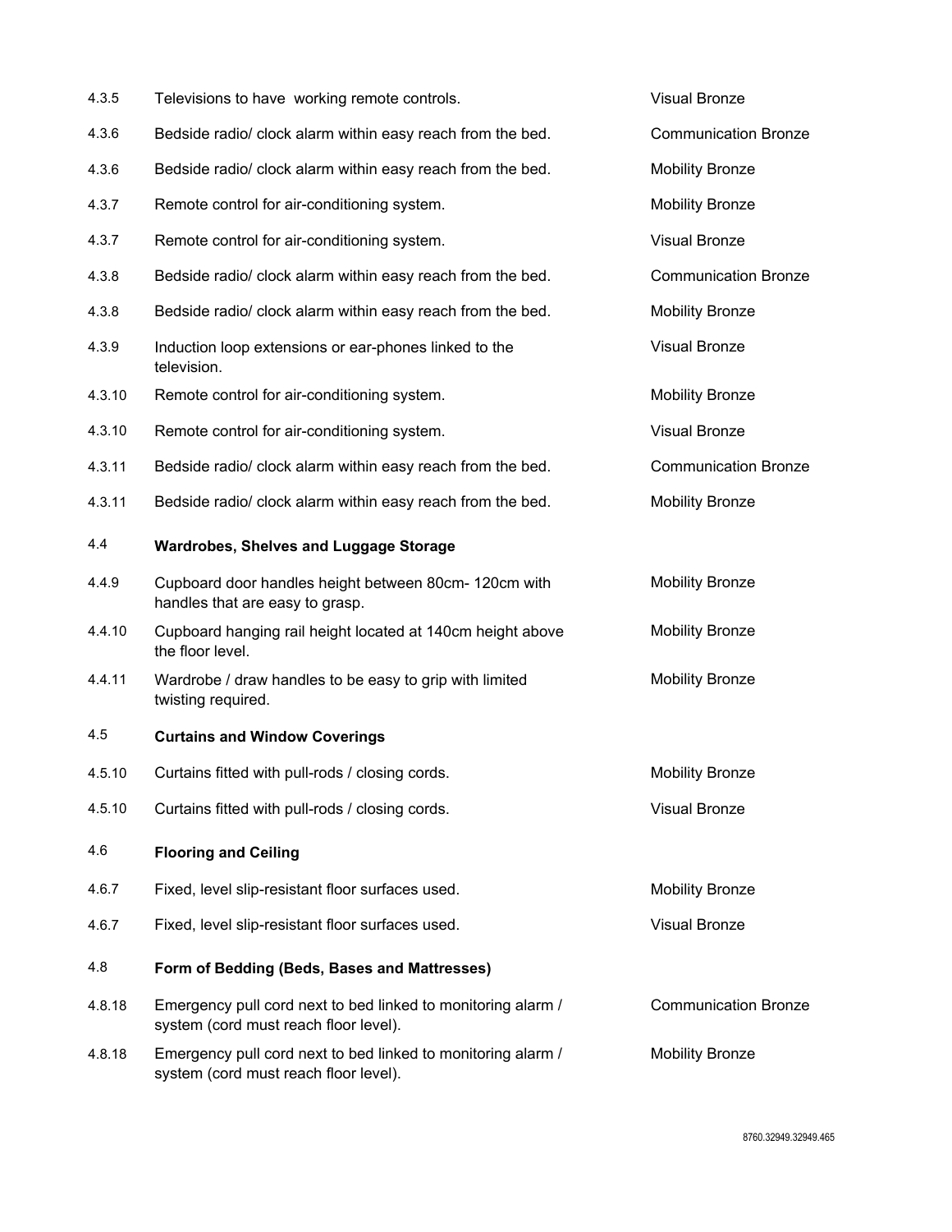| | | |
|---|---|---|
| 4.3.5 | Televisions to have working remote controls. | Visual Bronze |
| 4.3.6 | Bedside radio/ clock alarm within easy reach from the bed. | Communication Bronze |
| 4.3.6 | Bedside radio/ clock alarm within easy reach from the bed. | Mobility Bronze |
| 4.3.7 | Remote control for air-conditioning system. | Mobility Bronze |
| 4.3.7 | Remote control for air-conditioning system. | Visual Bronze |
| 4.3.8 | Bedside radio/ clock alarm within easy reach from the bed. | Communication Bronze |
| 4.3.8 | Bedside radio/ clock alarm within easy reach from the bed. | Mobility Bronze |
| 4.3.9 | Induction loop extensions or ear-phones linked to the television. | Visual Bronze |
| 4.3.10 | Remote control for air-conditioning system. | Mobility Bronze |
| 4.3.10 | Remote control for air-conditioning system. | Visual Bronze |
| 4.3.11 | Bedside radio/ clock alarm within easy reach from the bed. | Communication Bronze |
| 4.3.11 | Bedside radio/ clock alarm within easy reach from the bed. | Mobility Bronze |
| 4.4 | **Wardrobes, Shelves and Luggage Storage** | |
| 4.4.9 | Cupboard door handles height between 80cm- 120cm with handles that are easy to grasp. | Mobility Bronze |
| 4.4.10 | Cupboard hanging rail height located at 140cm height above the floor level. | Mobility Bronze |
| 4.4.11 | Wardrobe / draw handles to be easy to grip with limited twisting required. | Mobility Bronze |
| 4.5 | **Curtains and Window Coverings** | |
| 4.5.10 | Curtains fitted with pull-rods / closing cords. | Mobility Bronze |
| 4.5.10 | Curtains fitted with pull-rods / closing cords. | Visual Bronze |
| 4.6 | **Flooring and Ceiling** | |
| 4.6.7 | Fixed, level slip-resistant floor surfaces used. | Mobility Bronze |
| 4.6.7 | Fixed, level slip-resistant floor surfaces used. | Visual Bronze |
| 4.8 | **Form of Bedding (Beds, Bases and Mattresses)** | |
| 4.8.18 | Emergency pull cord next to bed linked to monitoring alarm / system (cord must reach floor level). | Communication Bronze |
| 4.8.18 | Emergency pull cord next to bed linked to monitoring alarm / system (cord must reach floor level). | Mobility Bronze |

8760.32949.32949.465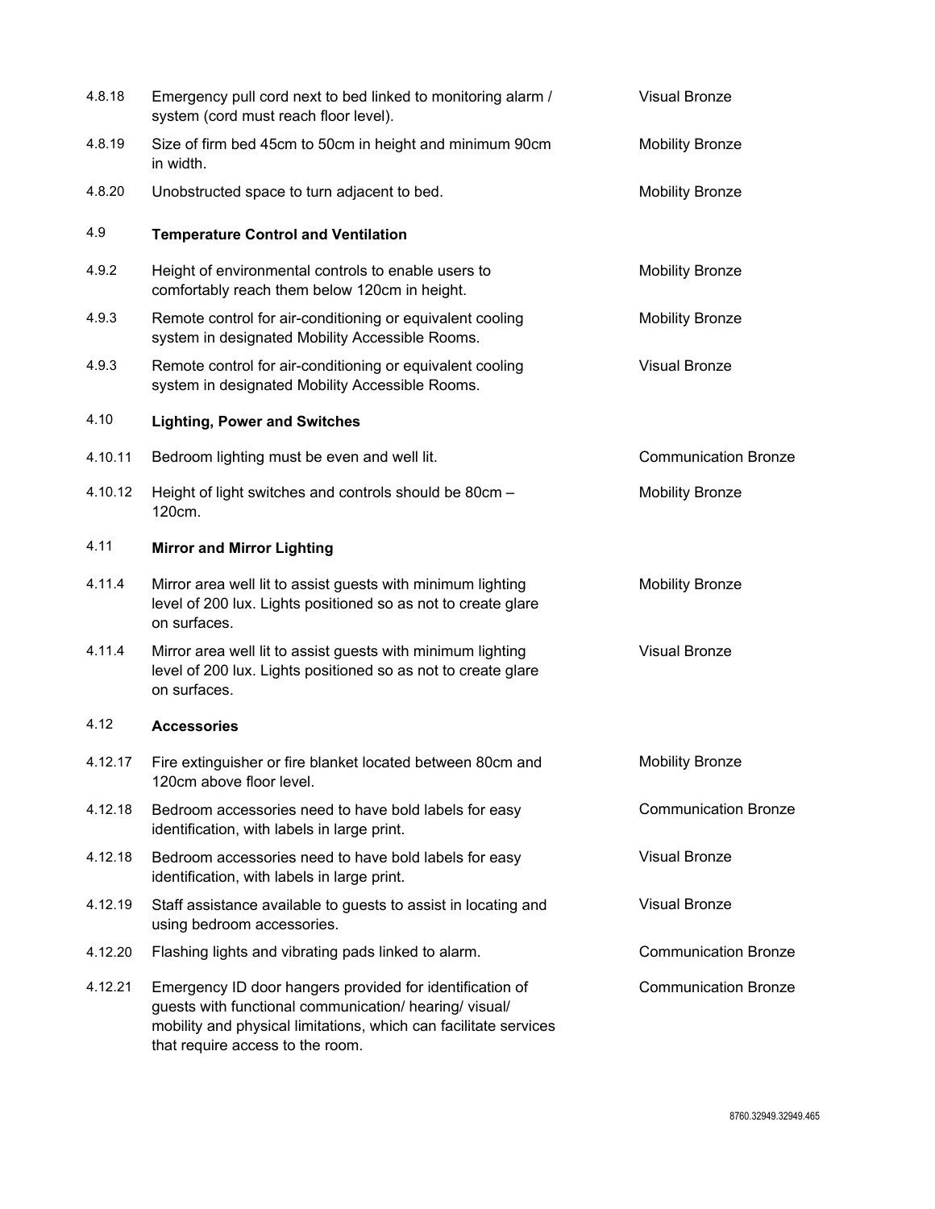| | | |
|---|---|---|
| 4.8.18 | Emergency pull cord next to bed linked to monitoring alarm / system (cord must reach floor level). | Visual Bronze |
| 4.8.19 | Size of firm bed 45cm to 50cm in height and minimum 90cm in width. | Mobility Bronze |
| 4.8.20 | Unobstructed space to turn adjacent to bed. | Mobility Bronze |
| 4.9 | **Temperature Control and Ventilation** | |
| 4.9.2 | Height of environmental controls to enable users to comfortably reach them below 120cm in height. | Mobility Bronze |
| 4.9.3 | Remote control for air-conditioning or equivalent cooling system in designated Mobility Accessible Rooms. | Mobility Bronze |
| 4.9.3 | Remote control for air-conditioning or equivalent cooling system in designated Mobility Accessible Rooms. | Visual Bronze |
| 4.10 | **Lighting, Power and Switches** | |
| 4.10.11 | Bedroom lighting must be even and well lit. | Communication Bronze |
| 4.10.12 | Height of light switches and controls should be 80cm – 120cm. | Mobility Bronze |
| 4.11 | **Mirror and Mirror Lighting** | |
| 4.11.4 | Mirror area well lit to assist guests with minimum lighting level of 200 lux. Lights positioned so as not to create glare on surfaces. | Mobility Bronze |
| 4.11.4 | Mirror area well lit to assist guests with minimum lighting level of 200 lux. Lights positioned so as not to create glare on surfaces. | Visual Bronze |
| 4.12 | **Accessories** | |
| 4.12.17 | Fire extinguisher or fire blanket located between 80cm and 120cm above floor level. | Mobility Bronze |
| 4.12.18 | Bedroom accessories need to have bold labels for easy identification, with labels in large print. | Communication Bronze |
| 4.12.18 | Bedroom accessories need to have bold labels for easy identification, with labels in large print. | Visual Bronze |
| 4.12.19 | Staff assistance available to guests to assist in locating and using bedroom accessories. | Visual Bronze |
| 4.12.20 | Flashing lights and vibrating pads linked to alarm. | Communication Bronze |
| 4.12.21 | Emergency ID door hangers provided for identification of guests with functional communication/ hearing/ visual/ mobility and physical limitations, which can facilitate services that require access to the room. | Communication Bronze |

8760.32949.32949.465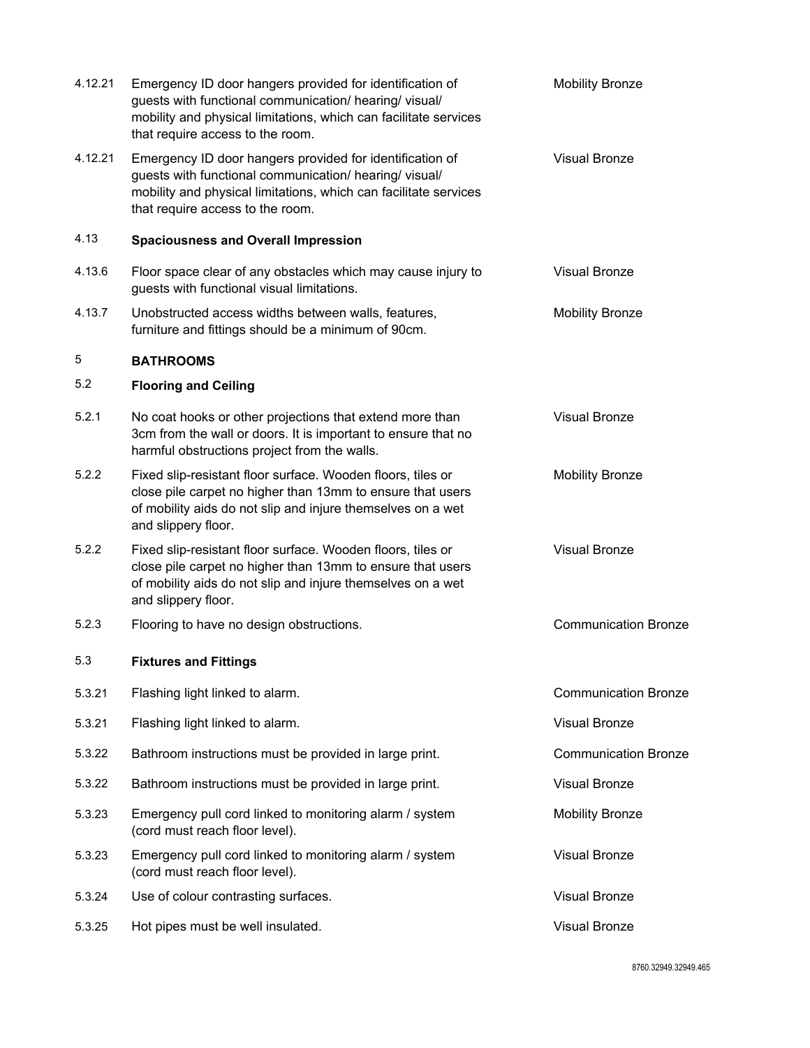| | | |
|---|---|---|
| 4.12.21 | Emergency ID door hangers provided for identification of guests with functional communication/ hearing/ visual/ mobility and physical limitations, which can facilitate services that require access to the room. | Mobility Bronze |
| 4.12.21 | Emergency ID door hangers provided for identification of guests with functional communication/ hearing/ visual/ mobility and physical limitations, which can facilitate services that require access to the room. | Visual Bronze |
| 4.13 | **Spaciousness and Overall Impression** | |
| 4.13.6 | Floor space clear of any obstacles which may cause injury to guests with functional visual limitations. | Visual Bronze |
| 4.13.7 | Unobstructed access widths between walls, features, furniture and fittings should be a minimum of 90cm. | Mobility Bronze |
| 5 | **BATHROOMS** | |
| 5.2 | **Flooring and Ceiling** | |
| 5.2.1 | No coat hooks or other projections that extend more than 3cm from the wall or doors. It is important to ensure that no harmful obstructions project from the walls. | Visual Bronze |
| 5.2.2 | Fixed slip-resistant floor surface. Wooden floors, tiles or close pile carpet no higher than 13mm to ensure that users of mobility aids do not slip and injure themselves on a wet and slippery floor. | Mobility Bronze |
| 5.2.2 | Fixed slip-resistant floor surface. Wooden floors, tiles or close pile carpet no higher than 13mm to ensure that users of mobility aids do not slip and injure themselves on a wet and slippery floor. | Visual Bronze |
| 5.2.3 | Flooring to have no design obstructions. | Communication Bronze |
| 5.3 | **Fixtures and Fittings** | |
| 5.3.21 | Flashing light linked to alarm. | Communication Bronze |
| 5.3.21 | Flashing light linked to alarm. | Visual Bronze |
| 5.3.22 | Bathroom instructions must be provided in large print. | Communication Bronze |
| 5.3.22 | Bathroom instructions must be provided in large print. | Visual Bronze |
| 5.3.23 | Emergency pull cord linked to monitoring alarm / system (cord must reach floor level). | Mobility Bronze |
| 5.3.23 | Emergency pull cord linked to monitoring alarm / system (cord must reach floor level). | Visual Bronze |
| 5.3.24 | Use of colour contrasting surfaces. | Visual Bronze |
| 5.3.25 | Hot pipes must be well insulated. | Visual Bronze |

8760.32949.32949.465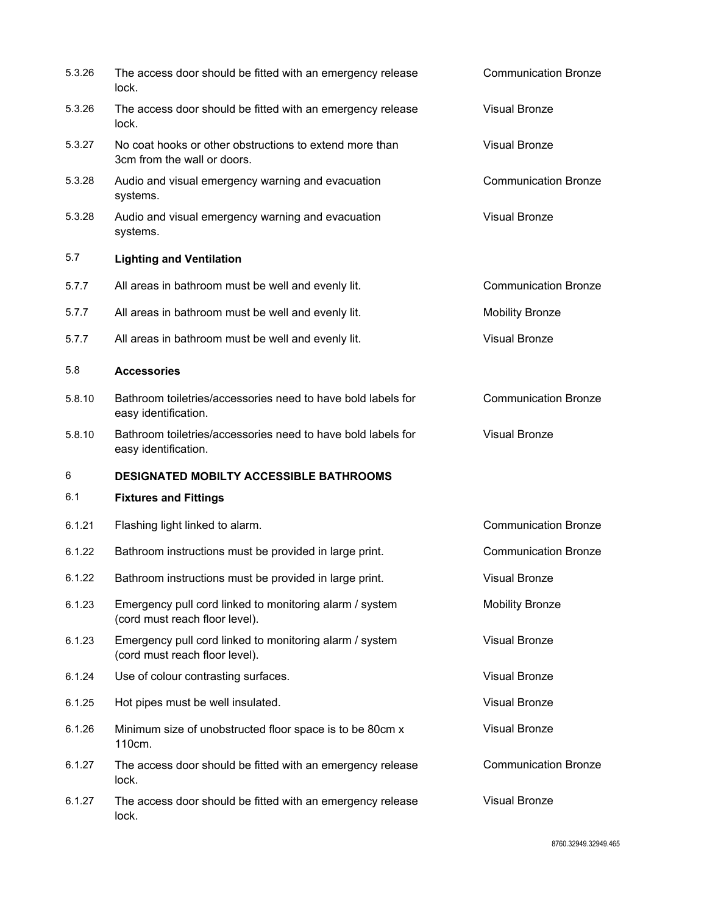| | | |
|---|---|---|
| 5.3.26 | The access door should be fitted with an emergency release lock. | Communication Bronze |
| 5.3.26 | The access door should be fitted with an emergency release lock. | Visual Bronze |
| 5.3.27 | No coat hooks or other obstructions to extend more than 3cm from the wall or doors. | Visual Bronze |
| 5.3.28 | Audio and visual emergency warning and evacuation systems. | Communication Bronze |
| 5.3.28 | Audio and visual emergency warning and evacuation systems. | Visual Bronze |
| 5.7 | **Lighting and Ventilation** | |
| 5.7.7 | All areas in bathroom must be well and evenly lit. | Communication Bronze |
| 5.7.7 | All areas in bathroom must be well and evenly lit. | Mobility Bronze |
| 5.7.7 | All areas in bathroom must be well and evenly lit. | Visual Bronze |
| 5.8 | **Accessories** | |
| 5.8.10 | Bathroom toiletries/accessories need to have bold labels for easy identification. | Communication Bronze |
| 5.8.10 | Bathroom toiletries/accessories need to have bold labels for easy identification. | Visual Bronze |
| 6 | **DESIGNATED MOBILTY ACCESSIBLE BATHROOMS** | |
| 6.1 | **Fixtures and Fittings** | |
| 6.1.21 | Flashing light linked to alarm. | Communication Bronze |
| 6.1.22 | Bathroom instructions must be provided in large print. | Communication Bronze |
| 6.1.22 | Bathroom instructions must be provided in large print. | Visual Bronze |
| 6.1.23 | Emergency pull cord linked to monitoring alarm / system (cord must reach floor level). | Mobility Bronze |
| 6.1.23 | Emergency pull cord linked to monitoring alarm / system (cord must reach floor level). | Visual Bronze |
| 6.1.24 | Use of colour contrasting surfaces. | Visual Bronze |
| 6.1.25 | Hot pipes must be well insulated. | Visual Bronze |
| 6.1.26 | Minimum size of unobstructed floor space is to be 80cm x 110cm. | Visual Bronze |
| 6.1.27 | The access door should be fitted with an emergency release lock. | Communication Bronze |
| 6.1.27 | The access door should be fitted with an emergency release lock. | Visual Bronze |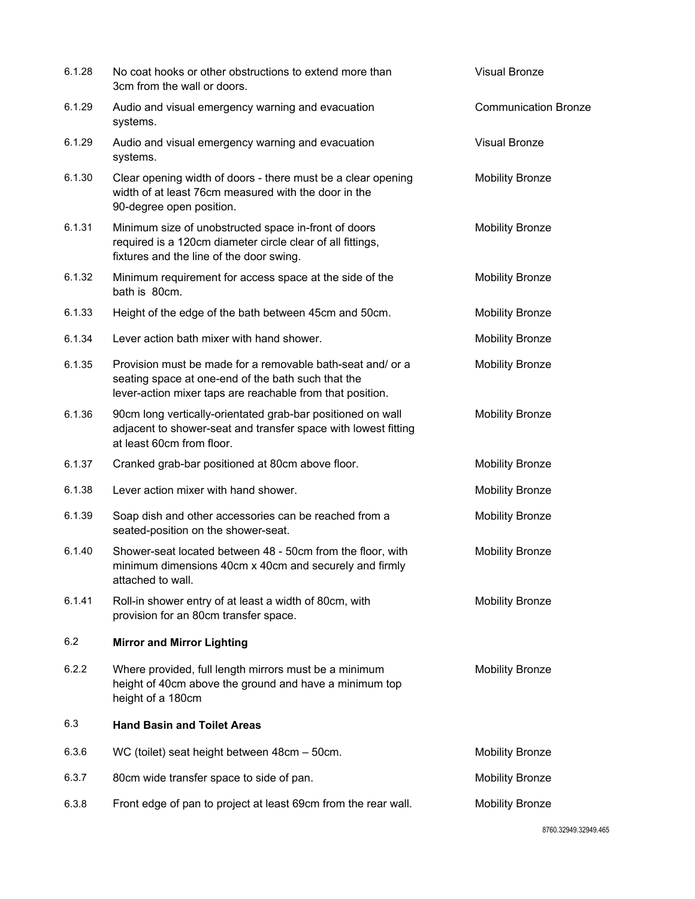| | | |
|---|---|---|
| 6.1.28 | No coat hooks or other obstructions to extend more than 3cm from the wall or doors. | Visual Bronze |
| 6.1.29 | Audio and visual emergency warning and evacuation systems. | Communication Bronze |
| 6.1.29 | Audio and visual emergency warning and evacuation systems. | Visual Bronze |
| 6.1.30 | Clear opening width of doors - there must be a clear opening width of at least 76cm measured with the door in the 90-degree open position. | Mobility Bronze |
| 6.1.31 | Minimum size of unobstructed space in-front of doors required is a 120cm diameter circle clear of all fittings, fixtures and the line of the door swing. | Mobility Bronze |
| 6.1.32 | Minimum requirement for access space at the side of the bath is 80cm. | Mobility Bronze |
| 6.1.33 | Height of the edge of the bath between 45cm and 50cm. | Mobility Bronze |
| 6.1.34 | Lever action bath mixer with hand shower. | Mobility Bronze |
| 6.1.35 | Provision must be made for a removable bath-seat and/ or a seating space at one-end of the bath such that the lever-action mixer taps are reachable from that position. | Mobility Bronze |
| 6.1.36 | 90cm long vertically-orientated grab-bar positioned on wall adjacent to shower-seat and transfer space with lowest fitting at least 60cm from floor. | Mobility Bronze |
| 6.1.37 | Cranked grab-bar positioned at 80cm above floor. | Mobility Bronze |
| 6.1.38 | Lever action mixer with hand shower. | Mobility Bronze |
| 6.1.39 | Soap dish and other accessories can be reached from a seated-position on the shower-seat. | Mobility Bronze |
| 6.1.40 | Shower-seat located between 48 - 50cm from the floor, with minimum dimensions 40cm x 40cm and securely and firmly attached to wall. | Mobility Bronze |
| 6.1.41 | Roll-in shower entry of at least a width of 80cm, with provision for an 80cm transfer space. | Mobility Bronze |
| 6.2 | **Mirror and Mirror Lighting** | |
| 6.2.2 | Where provided, full length mirrors must be a minimum height of 40cm above the ground and have a minimum top height of a 180cm | Mobility Bronze |
| 6.3 | **Hand Basin and Toilet Areas** | |
| 6.3.6 | WC (toilet) seat height between 48cm – 50cm. | Mobility Bronze |
| 6.3.7 | 80cm wide transfer space to side of pan. | Mobility Bronze |
| 6.3.8 | Front edge of pan to project at least 69cm from the rear wall. | Mobility Bronze |

8760.32949.32949.465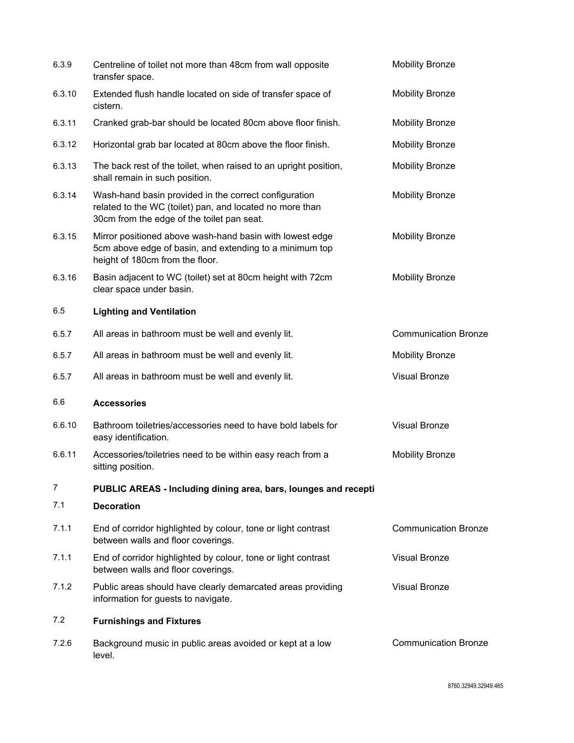| | | |
|---|---|---|
| 6.3.9 | Centreline of toilet not more than 48cm from wall opposite transfer space. | Mobility Bronze |
| 6.3.10 | Extended flush handle located on side of transfer space of cistern. | Mobility Bronze |
| 6.3.11 | Cranked grab-bar should be located 80cm above floor finish. | Mobility Bronze |
| 6.3.12 | Horizontal grab bar located at 80cm above the floor finish. | Mobility Bronze |
| 6.3.13 | The back rest of the toilet, when raised to an upright position, shall remain in such position. | Mobility Bronze |
| 6.3.14 | Wash-hand basin provided in the correct configuration related to the WC (toilet) pan, and located no more than 30cm from the edge of the toilet pan seat. | Mobility Bronze |
| 6.3.15 | Mirror positioned above wash-hand basin with lowest edge 5cm above edge of basin, and extending to a minimum top height of 180cm from the floor. | Mobility Bronze |
| 6.3.16 | Basin adjacent to WC (toilet) set at 80cm height with 72cm clear space under basin. | Mobility Bronze |
| 6.5 | **Lighting and Ventilation** | |
| 6.5.7 | All areas in bathroom must be well and evenly lit. | Communication Bronze |
| 6.5.7 | All areas in bathroom must be well and evenly lit. | Mobility Bronze |
| 6.5.7 | All areas in bathroom must be well and evenly lit. | Visual Bronze |
| 6.6 | **Accessories** | |
| 6.6.10 | Bathroom toiletries/accessories need to have bold labels for easy identification. | Visual Bronze |
| 6.6.11 | Accessories/toiletries need to be within easy reach from a sitting position. | Mobility Bronze |
| 7 | **PUBLIC AREAS - Including dining area, bars, lounges and recepti** | |
| 7.1 | **Decoration** | |
| 7.1.1 | End of corridor highlighted by colour, tone or light contrast between walls and floor coverings. | Communication Bronze |
| 7.1.1 | End of corridor highlighted by colour, tone or light contrast between walls and floor coverings. | Visual Bronze |
| 7.1.2 | Public areas should have clearly demarcated areas providing information for guests to navigate. | Visual Bronze |
| 7.2 | **Furnishings and Fixtures** | |
| 7.2.6 | Background music in public areas avoided or kept at a low level. | Communication Bronze |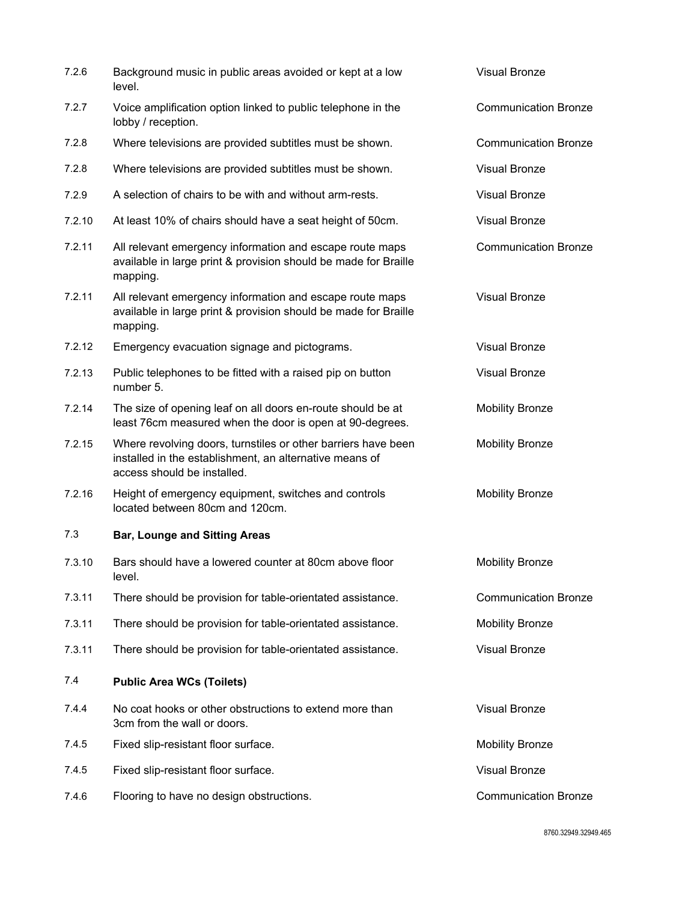| | | |
|---|---|---|
| 7.2.6 | Background music in public areas avoided or kept at a low level. | Visual Bronze |
| 7.2.7 | Voice amplification option linked to public telephone in the lobby / reception. | Communication Bronze |
| 7.2.8 | Where televisions are provided subtitles must be shown. | Communication Bronze |
| 7.2.8 | Where televisions are provided subtitles must be shown. | Visual Bronze |
| 7.2.9 | A selection of chairs to be with and without arm-rests. | Visual Bronze |
| 7.2.10 | At least 10% of chairs should have a seat height of 50cm. | Visual Bronze |
| 7.2.11 | All relevant emergency information and escape route maps available in large print & provision should be made for Braille mapping. | Communication Bronze |
| 7.2.11 | All relevant emergency information and escape route maps available in large print & provision should be made for Braille mapping. | Visual Bronze |
| 7.2.12 | Emergency evacuation signage and pictograms. | Visual Bronze |
| 7.2.13 | Public telephones to be fitted with a raised pip on button number 5. | Visual Bronze |
| 7.2.14 | The size of opening leaf on all doors en-route should be at least 76cm measured when the door is open at 90-degrees. | Mobility Bronze |
| 7.2.15 | Where revolving doors, turnstiles or other barriers have been installed in the establishment, an alternative means of access should be installed. | Mobility Bronze |
| 7.2.16 | Height of emergency equipment, switches and controls located between 80cm and 120cm. | Mobility Bronze |
| 7.3 | **Bar, Lounge and Sitting Areas** | |
| 7.3.10 | Bars should have a lowered counter at 80cm above floor level. | Mobility Bronze |
| 7.3.11 | There should be provision for table-orientated assistance. | Communication Bronze |
| 7.3.11 | There should be provision for table-orientated assistance. | Mobility Bronze |
| 7.3.11 | There should be provision for table-orientated assistance. | Visual Bronze |
| 7.4 | **Public Area WCs (Toilets)** | |
| 7.4.4 | No coat hooks or other obstructions to extend more than 3cm from the wall or doors. | Visual Bronze |
| 7.4.5 | Fixed slip-resistant floor surface. | Mobility Bronze |
| 7.4.5 | Fixed slip-resistant floor surface. | Visual Bronze |
| 7.4.6 | Flooring to have no design obstructions. | Communication Bronze |

8760.32949.32949.465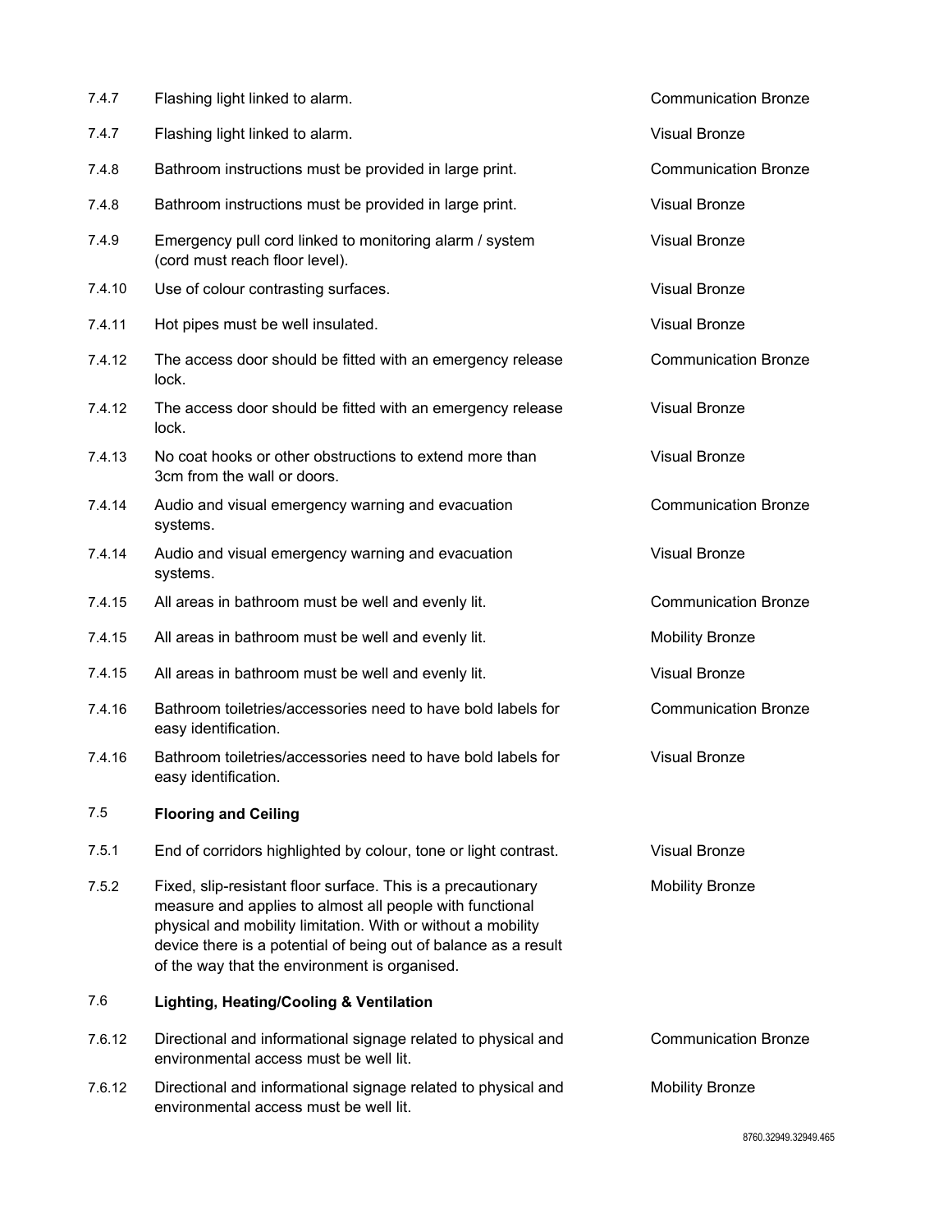| | | |
|---|---|---|
| 7.4.7 | Flashing light linked to alarm. | Communication Bronze |
| 7.4.7 | Flashing light linked to alarm. | Visual Bronze |
| 7.4.8 | Bathroom instructions must be provided in large print. | Communication Bronze |
| 7.4.8 | Bathroom instructions must be provided in large print. | Visual Bronze |
| 7.4.9 | Emergency pull cord linked to monitoring alarm / system (cord must reach floor level). | Visual Bronze |
| 7.4.10 | Use of colour contrasting surfaces. | Visual Bronze |
| 7.4.11 | Hot pipes must be well insulated. | Visual Bronze |
| 7.4.12 | The access door should be fitted with an emergency release lock. | Communication Bronze |
| 7.4.12 | The access door should be fitted with an emergency release lock. | Visual Bronze |
| 7.4.13 | No coat hooks or other obstructions to extend more than 3cm from the wall or doors. | Visual Bronze |
| 7.4.14 | Audio and visual emergency warning and evacuation systems. | Communication Bronze |
| 7.4.14 | Audio and visual emergency warning and evacuation systems. | Visual Bronze |
| 7.4.15 | All areas in bathroom must be well and evenly lit. | Communication Bronze |
| 7.4.15 | All areas in bathroom must be well and evenly lit. | Mobility Bronze |
| 7.4.15 | All areas in bathroom must be well and evenly lit. | Visual Bronze |
| 7.4.16 | Bathroom toiletries/accessories need to have bold labels for easy identification. | Communication Bronze |
| 7.4.16 | Bathroom toiletries/accessories need to have bold labels for easy identification. | Visual Bronze |
| 7.5 | **Flooring and Ceiling** | |
| 7.5.1 | End of corridors highlighted by colour, tone or light contrast. | Visual Bronze |
| 7.5.2 | Fixed, slip-resistant floor surface. This is a precautionary measure and applies to almost all people with functional physical and mobility limitation. With or without a mobility device there is a potential of being out of balance as a result of the way that the environment is organised. | Mobility Bronze |
| 7.6 | **Lighting, Heating/Cooling & Ventilation** | |
| 7.6.12 | Directional and informational signage related to physical and environmental access must be well lit. | Communication Bronze |
| 7.6.12 | Directional and informational signage related to physical and environmental access must be well lit. | Mobility Bronze |

8760.32949.32949.465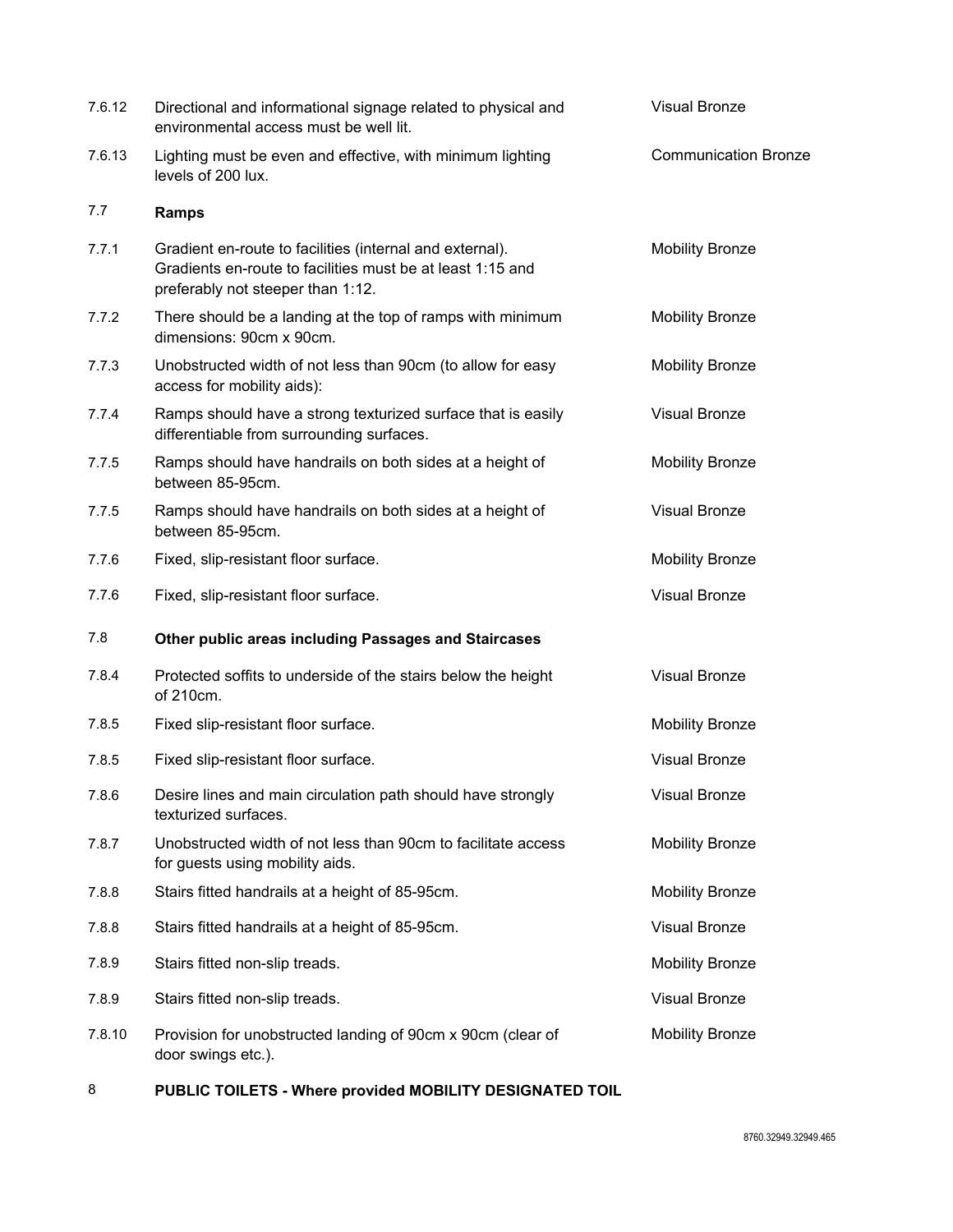| | | |
|---|---|---|
| 7.6.12 | Directional and informational signage related to physical and environmental access must be well lit. | Visual Bronze |
| 7.6.13 | Lighting must be even and effective, with minimum lighting levels of 200 lux. | Communication Bronze |
| 7.7 | **Ramps** | |
| 7.7.1 | Gradient en-route to facilities (internal and external). Gradients en-route to facilities must be at least 1:15 and preferably not steeper than 1:12. | Mobility Bronze |
| 7.7.2 | There should be a landing at the top of ramps with minimum dimensions: 90cm x 90cm. | Mobility Bronze |
| 7.7.3 | Unobstructed width of not less than 90cm (to allow for easy access for mobility aids): | Mobility Bronze |
| 7.7.4 | Ramps should have a strong texturized surface that is easily differentiable from surrounding surfaces. | Visual Bronze |
| 7.7.5 | Ramps should have handrails on both sides at a height of between 85-95cm. | Mobility Bronze |
| 7.7.5 | Ramps should have handrails on both sides at a height of between 85-95cm. | Visual Bronze |
| 7.7.6 | Fixed, slip-resistant floor surface. | Mobility Bronze |
| 7.7.6 | Fixed, slip-resistant floor surface. | Visual Bronze |
| 7.8 | **Other public areas including Passages and Staircases** | |
| 7.8.4 | Protected soffits to underside of the stairs below the height of 210cm. | Visual Bronze |
| 7.8.5 | Fixed slip-resistant floor surface. | Mobility Bronze |
| 7.8.5 | Fixed slip-resistant floor surface. | Visual Bronze |
| 7.8.6 | Desire lines and main circulation path should have strongly texturized surfaces. | Visual Bronze |
| 7.8.7 | Unobstructed width of not less than 90cm to facilitate access for guests using mobility aids. | Mobility Bronze |
| 7.8.8 | Stairs fitted handrails at a height of 85-95cm. | Mobility Bronze |
| 7.8.8 | Stairs fitted handrails at a height of 85-95cm. | Visual Bronze |
| 7.8.9 | Stairs fitted non-slip treads. | Mobility Bronze |
| 7.8.9 | Stairs fitted non-slip treads. | Visual Bronze |
| 7.8.10 | Provision for unobstructed landing of 90cm x 90cm (clear of door swings etc.). | Mobility Bronze |
| 8 | **PUBLIC TOILETS - Where provided MOBILITY DESIGNATED TOIL** | |

8760.32949.32949.465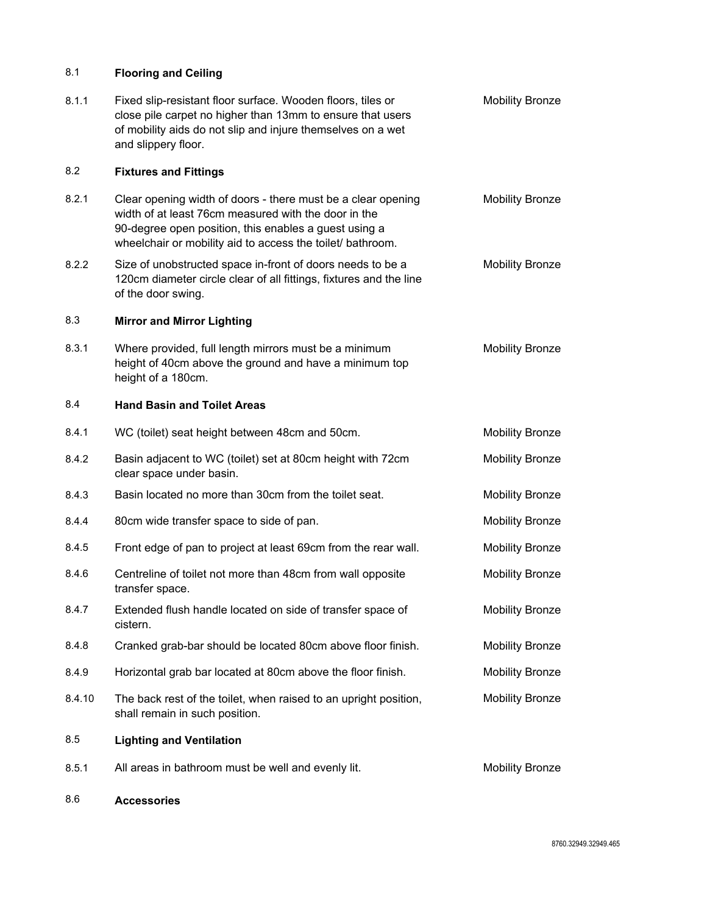| | | |
|---|---|---|
| 8.1 | **Flooring and Ceiling** | |
| 8.1.1 | Fixed slip-resistant floor surface. Wooden floors, tiles or close pile carpet no higher than 13mm to ensure that users of mobility aids do not slip and injure themselves on a wet and slippery floor. | Mobility Bronze |
| 8.2 | **Fixtures and Fittings** | |
| 8.2.1 | Clear opening width of doors - there must be a clear opening width of at least 76cm measured with the door in the 90-degree open position, this enables a guest using a wheelchair or mobility aid to access the toilet/ bathroom. | Mobility Bronze |
| 8.2.2 | Size of unobstructed space in-front of doors needs to be a 120cm diameter circle clear of all fittings, fixtures and the line of the door swing. | Mobility Bronze |
| 8.3 | **Mirror and Mirror Lighting** | |
| 8.3.1 | Where provided, full length mirrors must be a minimum height of 40cm above the ground and have a minimum top height of a 180cm. | Mobility Bronze |
| 8.4 | **Hand Basin and Toilet Areas** | |
| 8.4.1 | WC (toilet) seat height between 48cm and 50cm. | Mobility Bronze |
| 8.4.2 | Basin adjacent to WC (toilet) set at 80cm height with 72cm clear space under basin. | Mobility Bronze |
| 8.4.3 | Basin located no more than 30cm from the toilet seat. | Mobility Bronze |
| 8.4.4 | 80cm wide transfer space to side of pan. | Mobility Bronze |
| 8.4.5 | Front edge of pan to project at least 69cm from the rear wall. | Mobility Bronze |
| 8.4.6 | Centreline of toilet not more than 48cm from wall opposite transfer space. | Mobility Bronze |
| 8.4.7 | Extended flush handle located on side of transfer space of cistern. | Mobility Bronze |
| 8.4.8 | Cranked grab-bar should be located 80cm above floor finish. | Mobility Bronze |
| 8.4.9 | Horizontal grab bar located at 80cm above the floor finish. | Mobility Bronze |
| 8.4.10 | The back rest of the toilet, when raised to an upright position, shall remain in such position. | Mobility Bronze |
| 8.5 | **Lighting and Ventilation** | |
| 8.5.1 | All areas in bathroom must be well and evenly lit. | Mobility Bronze |
| 8.6 | **Accessories** | |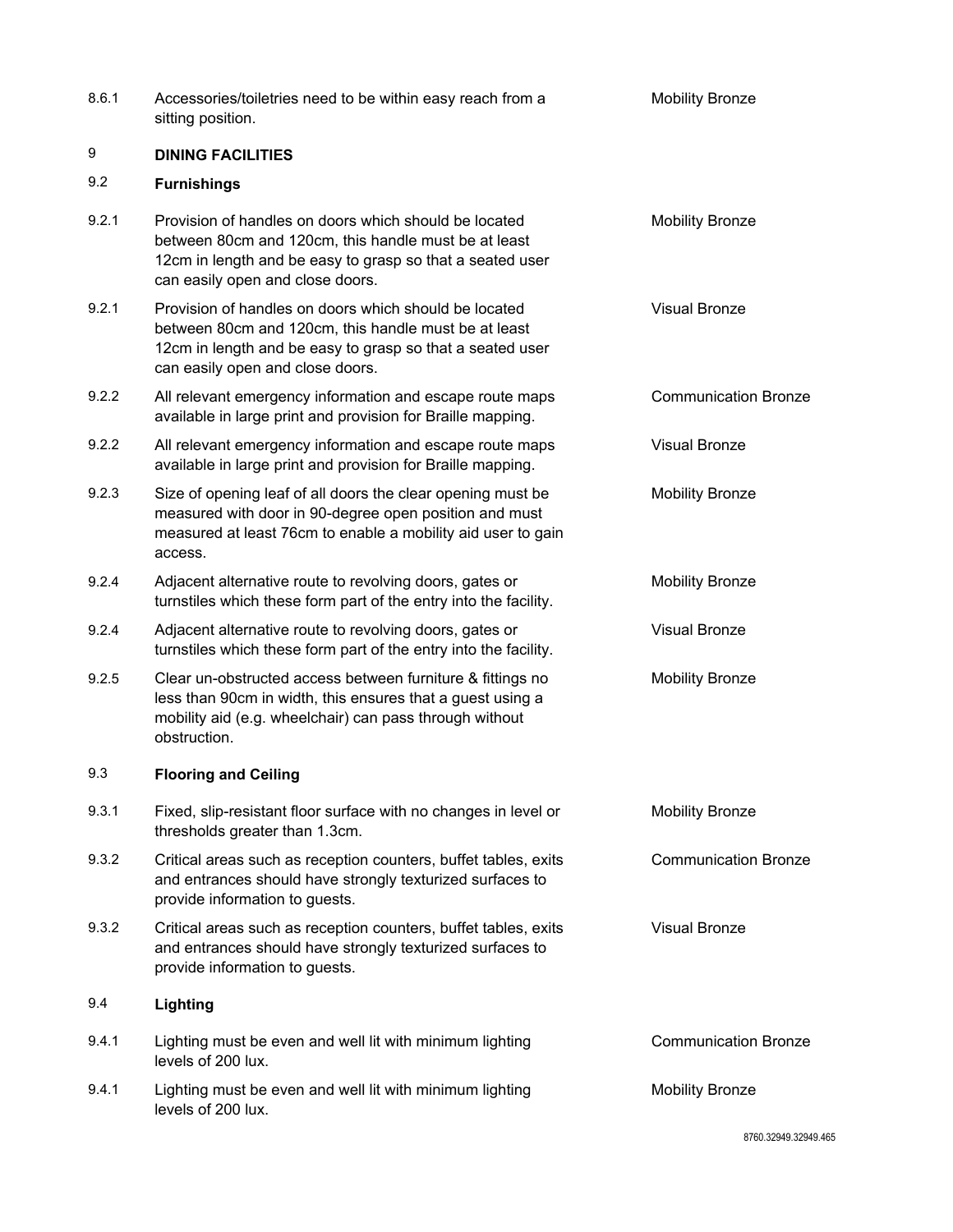| | | |
|---|---|---|
| 8.6.1 | Accessories/toiletries need to be within easy reach from a sitting position. | Mobility Bronze |
| 9 | **DINING FACILITIES** | |
| 9.2 | **Furnishings** | |
| 9.2.1 | Provision of handles on doors which should be located between 80cm and 120cm, this handle must be at least 12cm in length and be easy to grasp so that a seated user can easily open and close doors. | Mobility Bronze |
| 9.2.1 | Provision of handles on doors which should be located between 80cm and 120cm, this handle must be at least 12cm in length and be easy to grasp so that a seated user can easily open and close doors. | Visual Bronze |
| 9.2.2 | All relevant emergency information and escape route maps available in large print and provision for Braille mapping. | Communication Bronze |
| 9.2.2 | All relevant emergency information and escape route maps available in large print and provision for Braille mapping. | Visual Bronze |
| 9.2.3 | Size of opening leaf of all doors the clear opening must be measured with door in 90-degree open position and must measured at least 76cm to enable a mobility aid user to gain access. | Mobility Bronze |
| 9.2.4 | Adjacent alternative route to revolving doors, gates or turnstiles which these form part of the entry into the facility. | Mobility Bronze |
| 9.2.4 | Adjacent alternative route to revolving doors, gates or turnstiles which these form part of the entry into the facility. | Visual Bronze |
| 9.2.5 | Clear un-obstructed access between furniture & fittings no less than 90cm in width, this ensures that a guest using a mobility aid (e.g. wheelchair) can pass through without obstruction. | Mobility Bronze |
| 9.3 | **Flooring and Ceiling** | |
| 9.3.1 | Fixed, slip-resistant floor surface with no changes in level or thresholds greater than 1.3cm. | Mobility Bronze |
| 9.3.2 | Critical areas such as reception counters, buffet tables, exits and entrances should have strongly texturized surfaces to provide information to guests. | Communication Bronze |
| 9.3.2 | Critical areas such as reception counters, buffet tables, exits and entrances should have strongly texturized surfaces to provide information to guests. | Visual Bronze |
| 9.4 | **Lighting** | |
| 9.4.1 | Lighting must be even and well lit with minimum lighting levels of 200 lux. | Communication Bronze |
| 9.4.1 | Lighting must be even and well lit with minimum lighting levels of 200 lux. | Mobility Bronze |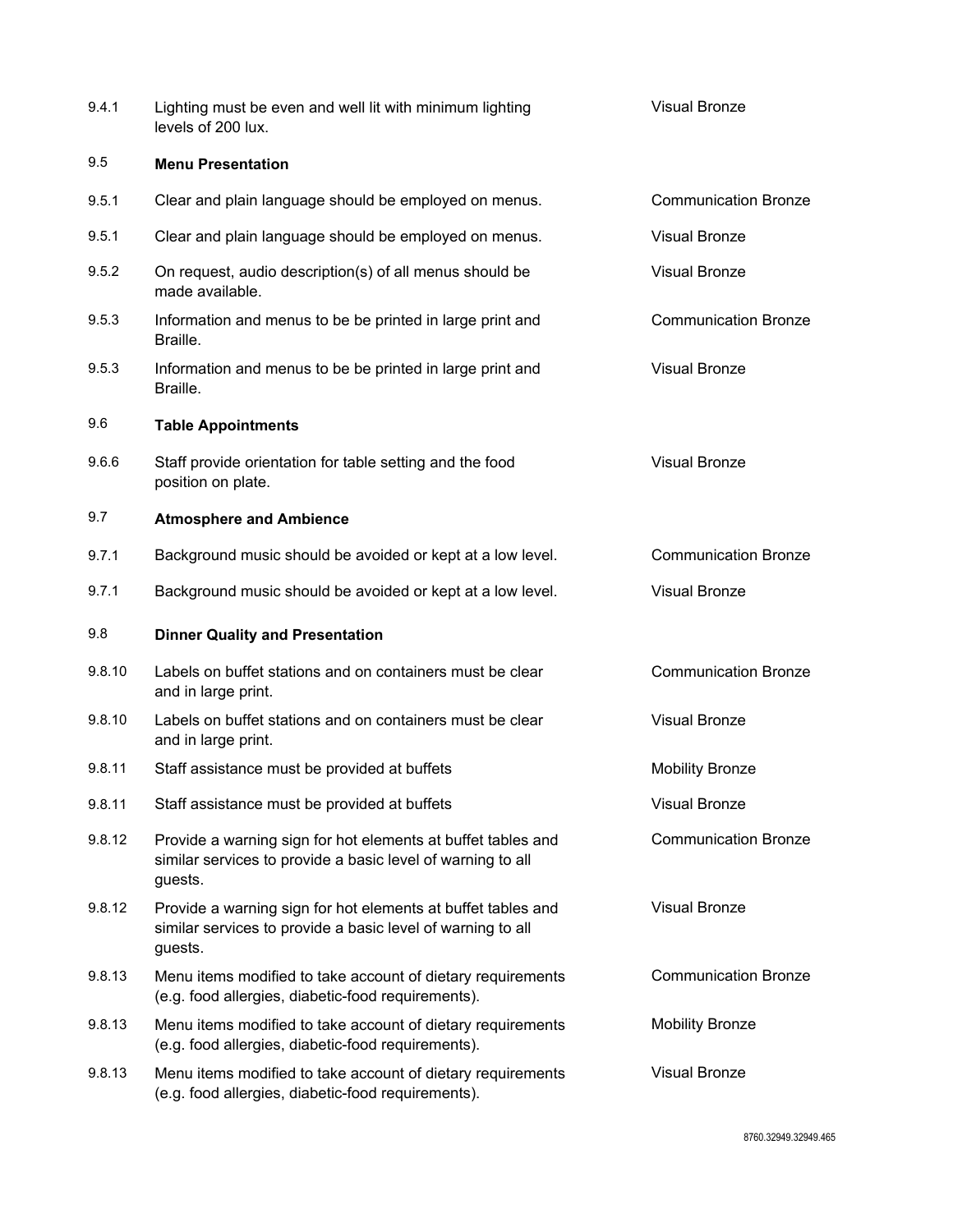| | | |
|---|---|---|
| 9.4.1 | Lighting must be even and well lit with minimum lighting levels of 200 lux. | Visual Bronze |
| 9.5 | **Menu Presentation** | |
| 9.5.1 | Clear and plain language should be employed on menus. | Communication Bronze |
| 9.5.1 | Clear and plain language should be employed on menus. | Visual Bronze |
| 9.5.2 | On request, audio description(s) of all menus should be made available. | Visual Bronze |
| 9.5.3 | Information and menus to be be printed in large print and Braille. | Communication Bronze |
| 9.5.3 | Information and menus to be be printed in large print and Braille. | Visual Bronze |
| 9.6 | **Table Appointments** | |
| 9.6.6 | Staff provide orientation for table setting and the food position on plate. | Visual Bronze |
| 9.7 | **Atmosphere and Ambience** | |
| 9.7.1 | Background music should be avoided or kept at a low level. | Communication Bronze |
| 9.7.1 | Background music should be avoided or kept at a low level. | Visual Bronze |
| 9.8 | **Dinner Quality and Presentation** | |
| 9.8.10 | Labels on buffet stations and on containers must be clear and in large print. | Communication Bronze |
| 9.8.10 | Labels on buffet stations and on containers must be clear and in large print. | Visual Bronze |
| 9.8.11 | Staff assistance must be provided at buffets | Mobility Bronze |
| 9.8.11 | Staff assistance must be provided at buffets | Visual Bronze |
| 9.8.12 | Provide a warning sign for hot elements at buffet tables and similar services to provide a basic level of warning to all guests. | Communication Bronze |
| 9.8.12 | Provide a warning sign for hot elements at buffet tables and similar services to provide a basic level of warning to all guests. | Visual Bronze |
| 9.8.13 | Menu items modified to take account of dietary requirements (e.g. food allergies, diabetic-food requirements). | Communication Bronze |
| 9.8.13 | Menu items modified to take account of dietary requirements (e.g. food allergies, diabetic-food requirements). | Mobility Bronze |
| 9.8.13 | Menu items modified to take account of dietary requirements (e.g. food allergies, diabetic-food requirements). | Visual Bronze |

8760.32949.32949.465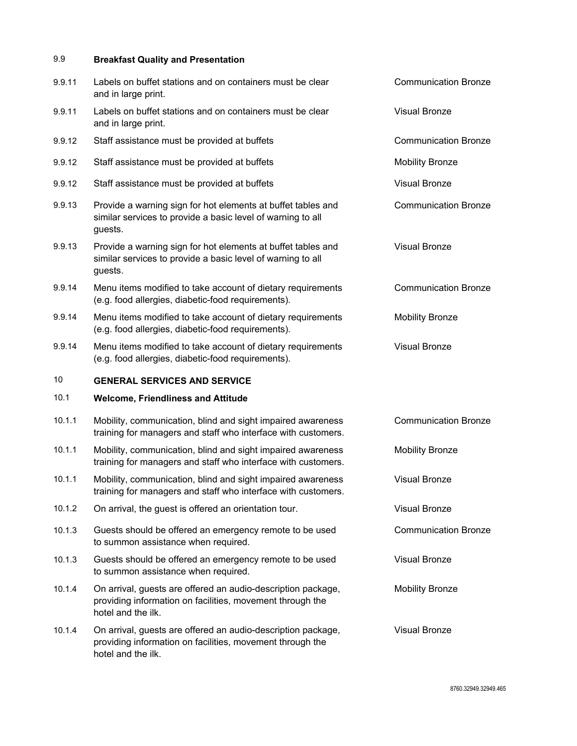| | | |
|---|---|---|
| 9.9 | **Breakfast Quality and Presentation** | |
| 9.9.11 | Labels on buffet stations and on containers must be clear and in large print. | Communication Bronze |
| 9.9.11 | Labels on buffet stations and on containers must be clear and in large print. | Visual Bronze |
| 9.9.12 | Staff assistance must be provided at buffets | Communication Bronze |
| 9.9.12 | Staff assistance must be provided at buffets | Mobility Bronze |
| 9.9.12 | Staff assistance must be provided at buffets | Visual Bronze |
| 9.9.13 | Provide a warning sign for hot elements at buffet tables and similar services to provide a basic level of warning to all guests. | Communication Bronze |
| 9.9.13 | Provide a warning sign for hot elements at buffet tables and similar services to provide a basic level of warning to all guests. | Visual Bronze |
| 9.9.14 | Menu items modified to take account of dietary requirements (e.g. food allergies, diabetic-food requirements). | Communication Bronze |
| 9.9.14 | Menu items modified to take account of dietary requirements (e.g. food allergies, diabetic-food requirements). | Mobility Bronze |
| 9.9.14 | Menu items modified to take account of dietary requirements (e.g. food allergies, diabetic-food requirements). | Visual Bronze |
| 10 | **GENERAL SERVICES AND SERVICE** | |
| 10.1 | **Welcome, Friendliness and Attitude** | |
| 10.1.1 | Mobility, communication, blind and sight impaired awareness training for managers and staff who interface with customers. | Communication Bronze |
| 10.1.1 | Mobility, communication, blind and sight impaired awareness training for managers and staff who interface with customers. | Mobility Bronze |
| 10.1.1 | Mobility, communication, blind and sight impaired awareness training for managers and staff who interface with customers. | Visual Bronze |
| 10.1.2 | On arrival, the guest is offered an orientation tour. | Visual Bronze |
| 10.1.3 | Guests should be offered an emergency remote to be used to summon assistance when required. | Communication Bronze |
| 10.1.3 | Guests should be offered an emergency remote to be used to summon assistance when required. | Visual Bronze |
| 10.1.4 | On arrival, guests are offered an audio-description package, providing information on facilities, movement through the hotel and the ilk. | Mobility Bronze |
| 10.1.4 | On arrival, guests are offered an audio-description package, providing information on facilities, movement through the hotel and the ilk. | Visual Bronze |

8760.32949.32949.465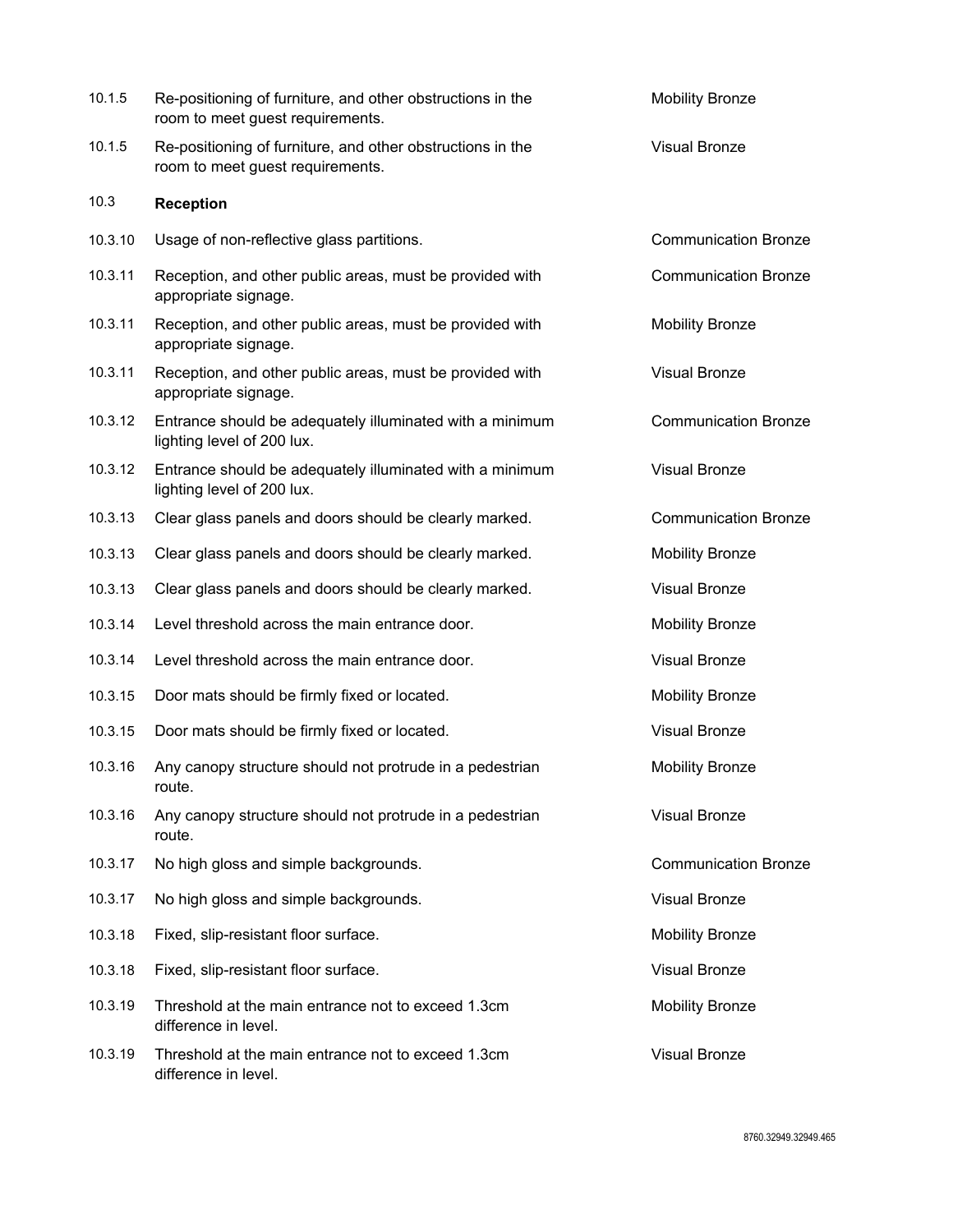| | | |
|---|---|---|
| 10.1.5 | Re-positioning of furniture, and other obstructions in the room to meet guest requirements. | Mobility Bronze |
| 10.1.5 | Re-positioning of furniture, and other obstructions in the room to meet guest requirements. | Visual Bronze |
| 10.3 | **Reception** | |
| 10.3.10 | Usage of non-reflective glass partitions. | Communication Bronze |
| 10.3.11 | Reception, and other public areas, must be provided with appropriate signage. | Communication Bronze |
| 10.3.11 | Reception, and other public areas, must be provided with appropriate signage. | Mobility Bronze |
| 10.3.11 | Reception, and other public areas, must be provided with appropriate signage. | Visual Bronze |
| 10.3.12 | Entrance should be adequately illuminated with a minimum lighting level of 200 lux. | Communication Bronze |
| 10.3.12 | Entrance should be adequately illuminated with a minimum lighting level of 200 lux. | Visual Bronze |
| 10.3.13 | Clear glass panels and doors should be clearly marked. | Communication Bronze |
| 10.3.13 | Clear glass panels and doors should be clearly marked. | Mobility Bronze |
| 10.3.13 | Clear glass panels and doors should be clearly marked. | Visual Bronze |
| 10.3.14 | Level threshold across the main entrance door. | Mobility Bronze |
| 10.3.14 | Level threshold across the main entrance door. | Visual Bronze |
| 10.3.15 | Door mats should be firmly fixed or located. | Mobility Bronze |
| 10.3.15 | Door mats should be firmly fixed or located. | Visual Bronze |
| 10.3.16 | Any canopy structure should not protrude in a pedestrian route. | Mobility Bronze |
| 10.3.16 | Any canopy structure should not protrude in a pedestrian route. | Visual Bronze |
| 10.3.17 | No high gloss and simple backgrounds. | Communication Bronze |
| 10.3.17 | No high gloss and simple backgrounds. | Visual Bronze |
| 10.3.18 | Fixed, slip-resistant floor surface. | Mobility Bronze |
| 10.3.18 | Fixed, slip-resistant floor surface. | Visual Bronze |
| 10.3.19 | Threshold at the main entrance not to exceed 1.3cm difference in level. | Mobility Bronze |
| 10.3.19 | Threshold at the main entrance not to exceed 1.3cm difference in level. | Visual Bronze |

8760.32949.32949.465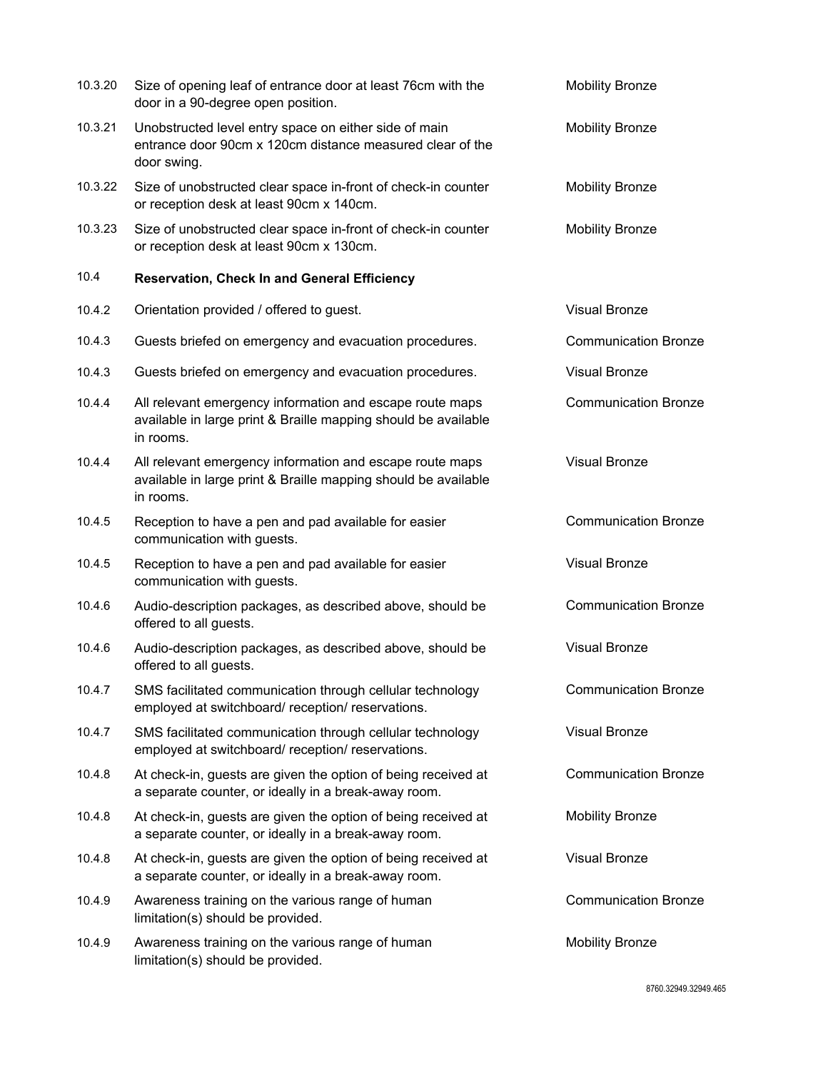| | | |
|---|---|---|
| 10.3.20 | Size of opening leaf of entrance door at least 76cm with the door in a 90-degree open position. | Mobility Bronze |
| 10.3.21 | Unobstructed level entry space on either side of main entrance door 90cm x 120cm distance measured clear of the door swing. | Mobility Bronze |
| 10.3.22 | Size of unobstructed clear space in-front of check-in counter or reception desk at least 90cm x 140cm. | Mobility Bronze |
| 10.3.23 | Size of unobstructed clear space in-front of check-in counter or reception desk at least 90cm x 130cm. | Mobility Bronze |
| 10.4 | **Reservation, Check In and General Efficiency** | |
| 10.4.2 | Orientation provided / offered to guest. | Visual Bronze |
| 10.4.3 | Guests briefed on emergency and evacuation procedures. | Communication Bronze |
| 10.4.3 | Guests briefed on emergency and evacuation procedures. | Visual Bronze |
| 10.4.4 | All relevant emergency information and escape route maps available in large print & Braille mapping should be available in rooms. | Communication Bronze |
| 10.4.4 | All relevant emergency information and escape route maps available in large print & Braille mapping should be available in rooms. | Visual Bronze |
| 10.4.5 | Reception to have a pen and pad available for easier communication with guests. | Communication Bronze |
| 10.4.5 | Reception to have a pen and pad available for easier communication with guests. | Visual Bronze |
| 10.4.6 | Audio-description packages, as described above, should be offered to all guests. | Communication Bronze |
| 10.4.6 | Audio-description packages, as described above, should be offered to all guests. | Visual Bronze |
| 10.4.7 | SMS facilitated communication through cellular technology employed at switchboard/ reception/ reservations. | Communication Bronze |
| 10.4.7 | SMS facilitated communication through cellular technology employed at switchboard/ reception/ reservations. | Visual Bronze |
| 10.4.8 | At check-in, guests are given the option of being received at a separate counter, or ideally in a break-away room. | Communication Bronze |
| 10.4.8 | At check-in, guests are given the option of being received at a separate counter, or ideally in a break-away room. | Mobility Bronze |
| 10.4.8 | At check-in, guests are given the option of being received at a separate counter, or ideally in a break-away room. | Visual Bronze |
| 10.4.9 | Awareness training on the various range of human limitation(s) should be provided. | Communication Bronze |
| 10.4.9 | Awareness training on the various range of human limitation(s) should be provided. | Mobility Bronze |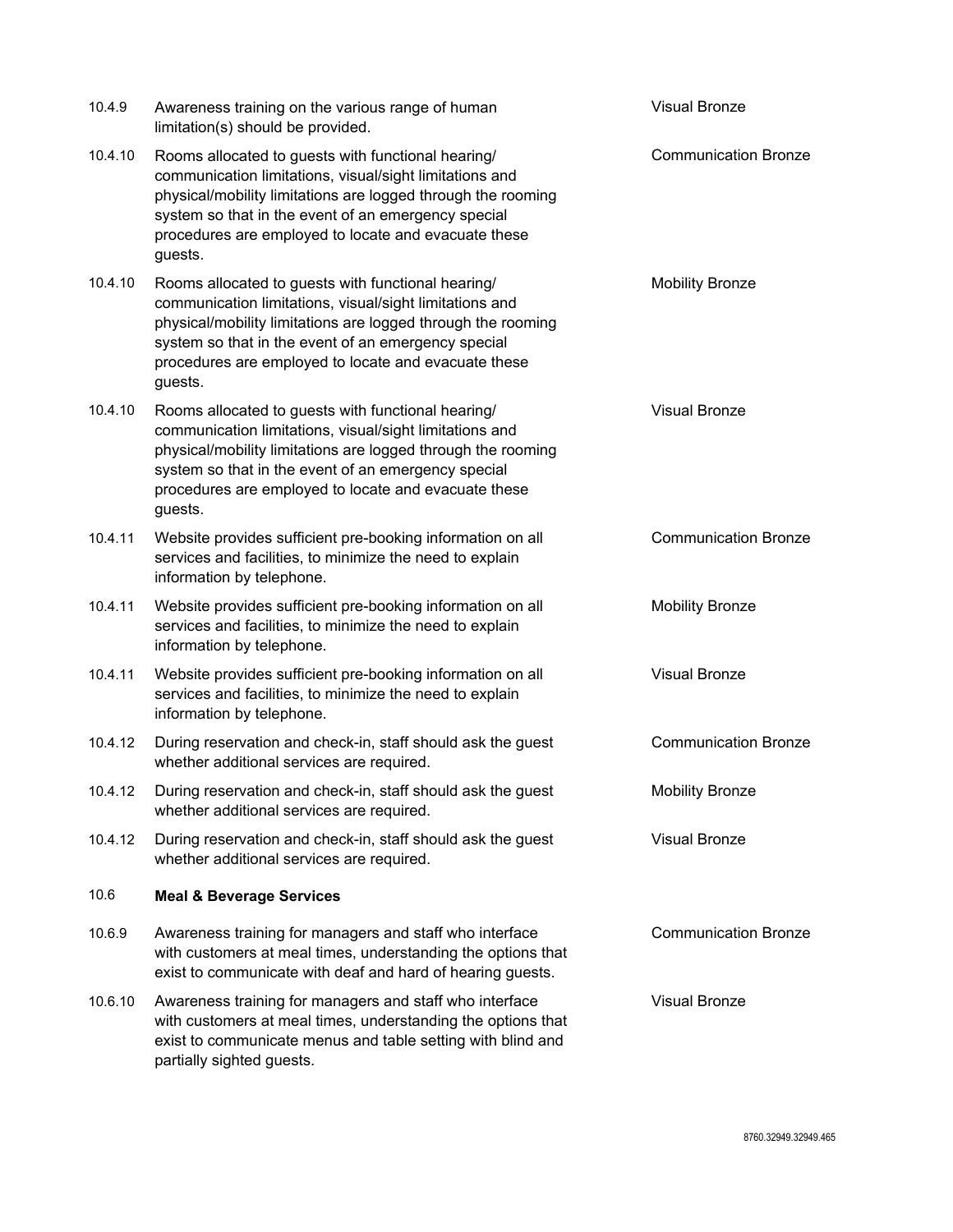| | | |
|---|---|---|
| 10.4.9 | Awareness training on the various range of human limitation(s) should be provided. | Visual Bronze |
| 10.4.10 | Rooms allocated to guests with functional hearing/ communication limitations, visual/sight limitations and physical/mobility limitations are logged through the rooming system so that in the event of an emergency special procedures are employed to locate and evacuate these guests. | Communication Bronze |
| 10.4.10 | Rooms allocated to guests with functional hearing/ communication limitations, visual/sight limitations and physical/mobility limitations are logged through the rooming system so that in the event of an emergency special procedures are employed to locate and evacuate these guests. | Mobility Bronze |
| 10.4.10 | Rooms allocated to guests with functional hearing/ communication limitations, visual/sight limitations and physical/mobility limitations are logged through the rooming system so that in the event of an emergency special procedures are employed to locate and evacuate these guests. | Visual Bronze |
| 10.4.11 | Website provides sufficient pre-booking information on all services and facilities, to minimize the need to explain information by telephone. | Communication Bronze |
| 10.4.11 | Website provides sufficient pre-booking information on all services and facilities, to minimize the need to explain information by telephone. | Mobility Bronze |
| 10.4.11 | Website provides sufficient pre-booking information on all services and facilities, to minimize the need to explain information by telephone. | Visual Bronze |
| 10.4.12 | During reservation and check-in, staff should ask the guest whether additional services are required. | Communication Bronze |
| 10.4.12 | During reservation and check-in, staff should ask the guest whether additional services are required. | Mobility Bronze |
| 10.4.12 | During reservation and check-in, staff should ask the guest whether additional services are required. | Visual Bronze |
| 10.6 | **Meal & Beverage Services** | |
| 10.6.9 | Awareness training for managers and staff who interface with customers at meal times, understanding the options that exist to communicate with deaf and hard of hearing guests. | Communication Bronze |
| 10.6.10 | Awareness training for managers and staff who interface with customers at meal times, understanding the options that exist to communicate menus and table setting with blind and partially sighted guests. | Visual Bronze |

8760.32949.32949.465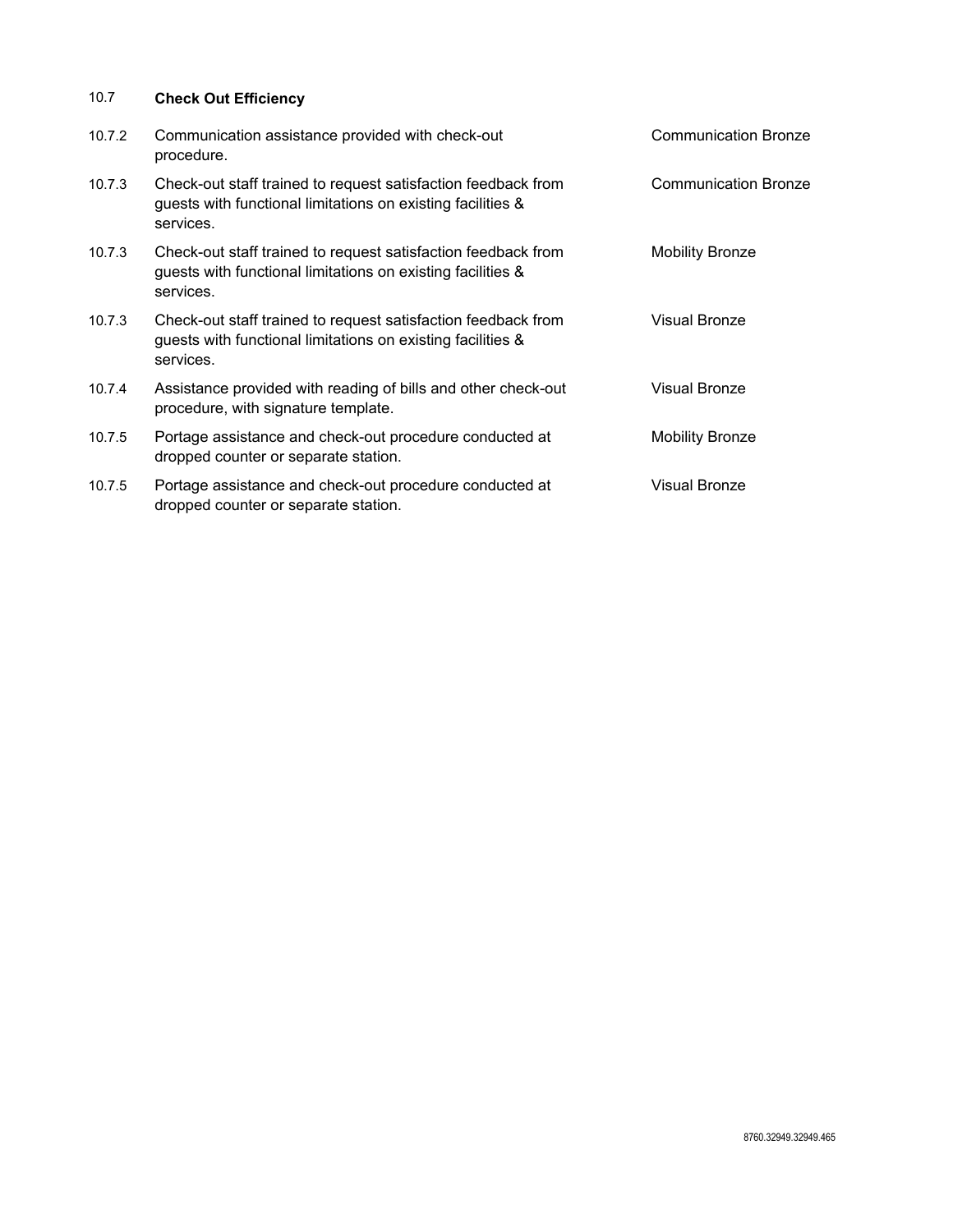## 10.7 Check Out Efficiency

| | | |
|---|---|---|
| 10.7.2 | Communication assistance provided with check-out procedure. | Communication Bronze |
| 10.7.3 | Check-out staff trained to request satisfaction feedback from guests with functional limitations on existing facilities & services. | Communication Bronze |
| 10.7.3 | Check-out staff trained to request satisfaction feedback from guests with functional limitations on existing facilities & services. | Mobility Bronze |
| 10.7.3 | Check-out staff trained to request satisfaction feedback from guests with functional limitations on existing facilities & services. | Visual Bronze |
| 10.7.4 | Assistance provided with reading of bills and other check-out procedure, with signature template. | Visual Bronze |
| 10.7.5 | Portage assistance and check-out procedure conducted at dropped counter or separate station. | Mobility Bronze |
| 10.7.5 | Portage assistance and check-out procedure conducted at dropped counter or separate station. | Visual Bronze |

8760.32949.32949.465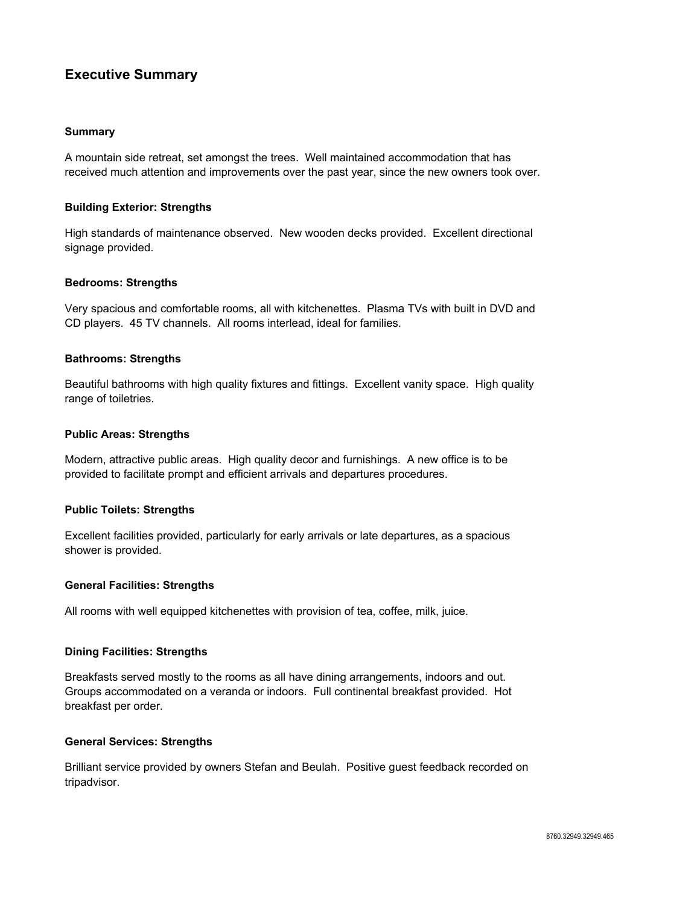## Executive Summary

### Summary

A mountain side retreat, set amongst the trees. Well maintained accommodation that has received much attention and improvements over the past year, since the new owners took over.

### Building Exterior: Strengths

High standards of maintenance observed. New wooden decks provided. Excellent directional signage provided.

### Bedrooms: Strengths

Very spacious and comfortable rooms, all with kitchenettes. Plasma TVs with built in DVD and CD players. 45 TV channels. All rooms interlead, ideal for families.

### Bathrooms: Strengths

Beautiful bathrooms with high quality fixtures and fittings. Excellent vanity space. High quality range of toiletries.

### Public Areas: Strengths

Modern, attractive public areas. High quality decor and furnishings. A new office is to be provided to facilitate prompt and efficient arrivals and departures procedures.

### Public Toilets: Strengths

Excellent facilities provided, particularly for early arrivals or late departures, as a spacious shower is provided.

### General Facilities: Strengths

All rooms with well equipped kitchenettes with provision of tea, coffee, milk, juice.

### Dining Facilities: Strengths

Breakfasts served mostly to the rooms as all have dining arrangements, indoors and out. Groups accommodated on a veranda or indoors. Full continental breakfast provided. Hot breakfast per order.

### General Services: Strengths

Brilliant service provided by owners Stefan and Beulah. Positive guest feedback recorded on tripadvisor.

8760.32949.32949.465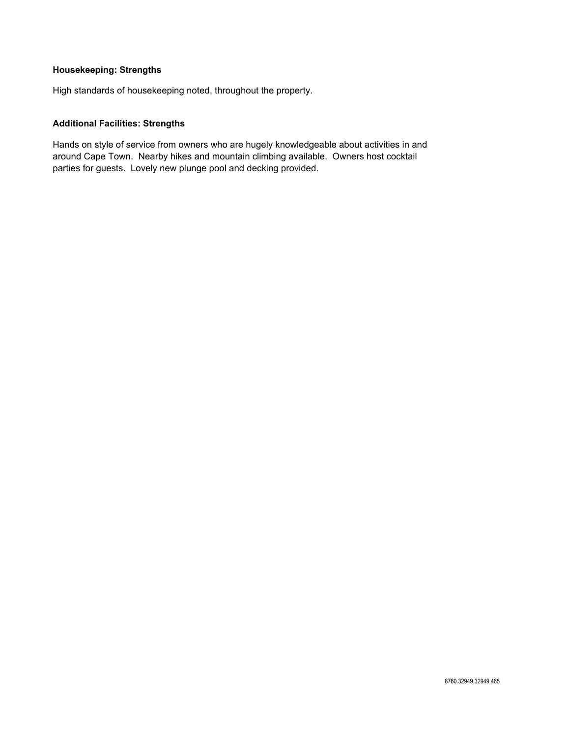**Housekeeping: Strengths**

High standards of housekeeping noted, throughout the property.

**Additional Facilities: Strengths**

Hands on style of service from owners who are hugely knowledgeable about activities in and around Cape Town. Nearby hikes and mountain climbing available. Owners host cocktail parties for guests. Lovely new plunge pool and decking provided.